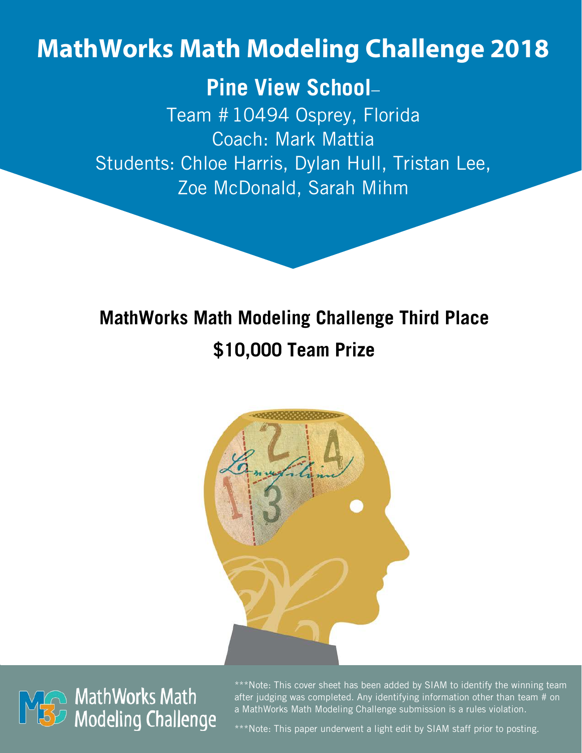# MathWorks Math Modeling Challenge 2018

## Pine View School–

Team # 10494 Osprey, Florida

Coach: Mark Mattia

Students: Chloe Harris, Dylan Hull, Tristan Lee, Zoe McDonald, Sarah Mihm

## MathWorks Math Modeling Challenge Third Place

## $10,000 Team Prize

MathWorks Math Modeling Challenge

***Note: This cover sheet has been added by SIAM to identify the winning team after judging was completed. Any identifying information other than team # on a MathWorks Math Modeling Challenge submission is a rules violation.

***Note: This paper underwent a light edit by SIAM staff prior to posting.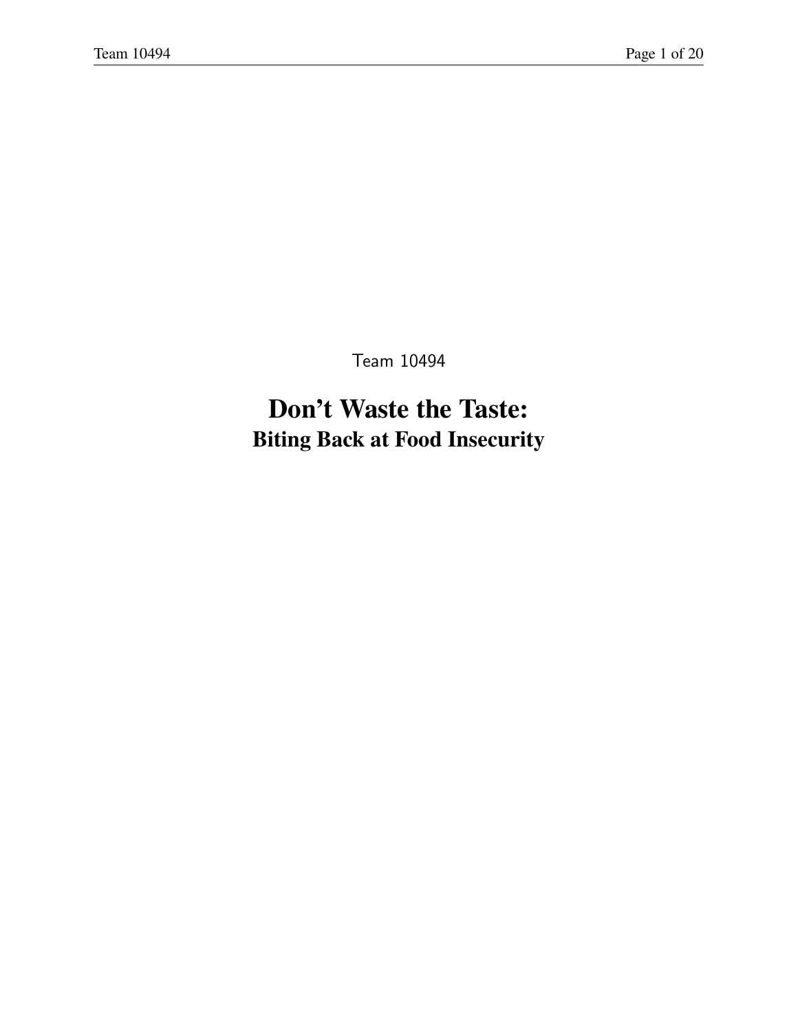Team 10494

# Don’t Waste the Taste:

## Biting Back at Food Insecurity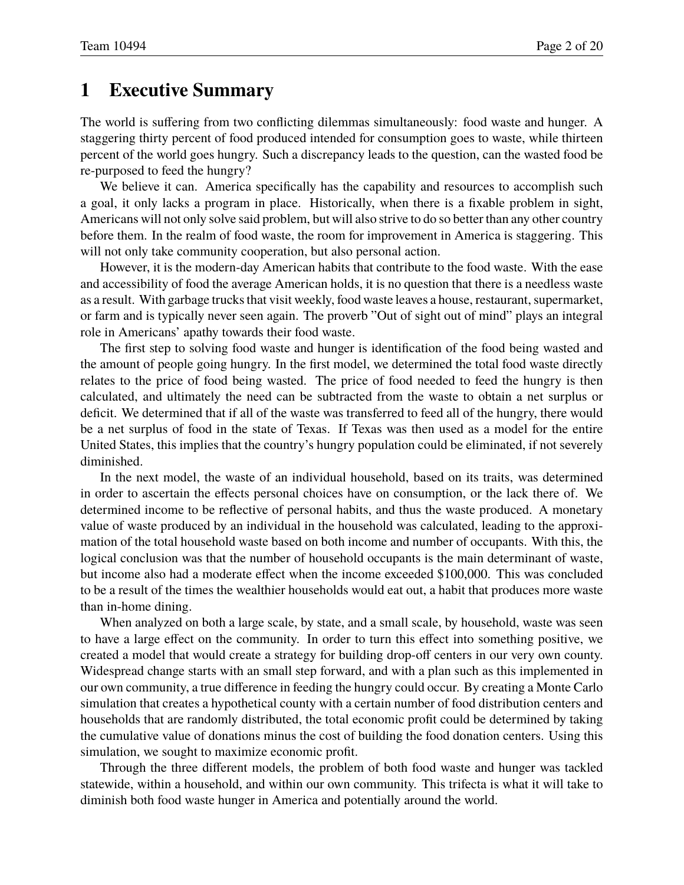# 1 Executive Summary

The world is suffering from two conflicting dilemmas simultaneously: food waste and hunger. A staggering thirty percent of food produced intended for consumption goes to waste, while thirteen percent of the world goes hungry. Such a discrepancy leads to the question, can the wasted food be re-purposed to feed the hungry?

We believe it can. America specifically has the capability and resources to accomplish such a goal, it only lacks a program in place. Historically, when there is a fixable problem in sight, Americans will not only solve said problem, but will also strive to do so better than any other country before them. In the realm of food waste, the room for improvement in America is staggering. This will not only take community cooperation, but also personal action.

However, it is the modern-day American habits that contribute to the food waste. With the ease and accessibility of food the average American holds, it is no question that there is a needless waste as a result. With garbage trucks that visit weekly, food waste leaves a house, restaurant, supermarket, or farm and is typically never seen again. The proverb "Out of sight out of mind" plays an integral role in Americans' apathy towards their food waste.

The first step to solving food waste and hunger is identification of the food being wasted and the amount of people going hungry. In the first model, we determined the total food waste directly relates to the price of food being wasted. The price of food needed to feed the hungry is then calculated, and ultimately the need can be subtracted from the waste to obtain a net surplus or deficit. We determined that if all of the waste was transferred to feed all of the hungry, there would be a net surplus of food in the state of Texas. If Texas was then used as a model for the entire United States, this implies that the country's hungry population could be eliminated, if not severely diminished.

In the next model, the waste of an individual household, based on its traits, was determined in order to ascertain the effects personal choices have on consumption, or the lack there of. We determined income to be reflective of personal habits, and thus the waste produced. A monetary value of waste produced by an individual in the household was calculated, leading to the approximation of the total household waste based on both income and number of occupants. With this, the logical conclusion was that the number of household occupants is the main determinant of waste, but income also had a moderate effect when the income exceeded $100,000. This was concluded to be a result of the times the wealthier households would eat out, a habit that produces more waste than in-home dining.

When analyzed on both a large scale, by state, and a small scale, by household, waste was seen to have a large effect on the community. In order to turn this effect into something positive, we created a model that would create a strategy for building drop-off centers in our very own county. Widespread change starts with an small step forward, and with a plan such as this implemented in our own community, a true difference in feeding the hungry could occur. By creating a Monte Carlo simulation that creates a hypothetical county with a certain number of food distribution centers and households that are randomly distributed, the total economic profit could be determined by taking the cumulative value of donations minus the cost of building the food donation centers. Using this simulation, we sought to maximize economic profit.

Through the three different models, the problem of both food waste and hunger was tackled statewide, within a household, and within our own community. This trifecta is what it will take to diminish both food waste hunger in America and potentially around the world.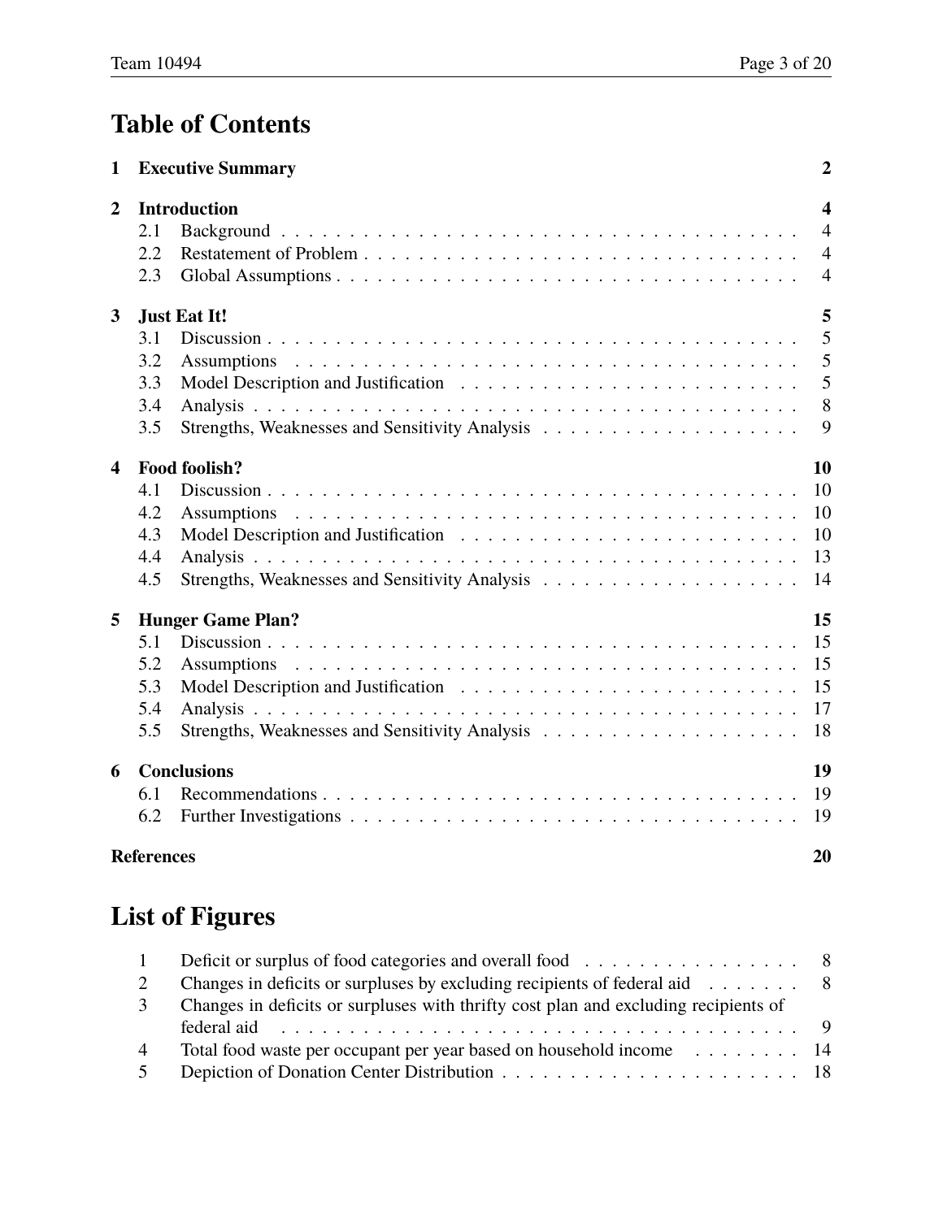# Table of Contents

| | | |
|---|---|---|
| **1** | **Executive Summary** | **2** |
| **2** | **Introduction** | **4** |
| 2.1 | Background | 4 |
| 2.2 | Restatement of Problem | 4 |
| 2.3 | Global Assumptions | 4 |
| **3** | **Just Eat It!** | **5** |
| 3.1 | Discussion | 5 |
| 3.2 | Assumptions | 5 |
| 3.3 | Model Description and Justification | 5 |
| 3.4 | Analysis | 8 |
| 3.5 | Strengths, Weaknesses and Sensitivity Analysis | 9 |
| **4** | **Food foolish?** | **10** |
| 4.1 | Discussion | 10 |
| 4.2 | Assumptions | 10 |
| 4.3 | Model Description and Justification | 10 |
| 4.4 | Analysis | 13 |
| 4.5 | Strengths, Weaknesses and Sensitivity Analysis | 14 |
| **5** | **Hunger Game Plan?** | **15** |
| 5.1 | Discussion | 15 |
| 5.2 | Assumptions | 15 |
| 5.3 | Model Description and Justification | 15 |
| 5.4 | Analysis | 17 |
| 5.5 | Strengths, Weaknesses and Sensitivity Analysis | 18 |
| **6** | **Conclusions** | **19** |
| 6.1 | Recommendations | 19 |
| 6.2 | Further Investigations | 19 |
| | **References** | **20** |

# List of Figures

| | | |
|---|---|---|
| 1 | Deficit or surplus of food categories and overall food | 8 |
| 2 | Changes in deficits or surpluses by excluding recipients of federal aid | 8 |
| 3 | Changes in deficits or surpluses with thrifty cost plan and excluding recipients of federal aid | 9 |
| 4 | Total food waste per occupant per year based on household income | 14 |
| 5 | Depiction of Donation Center Distribution | 18 |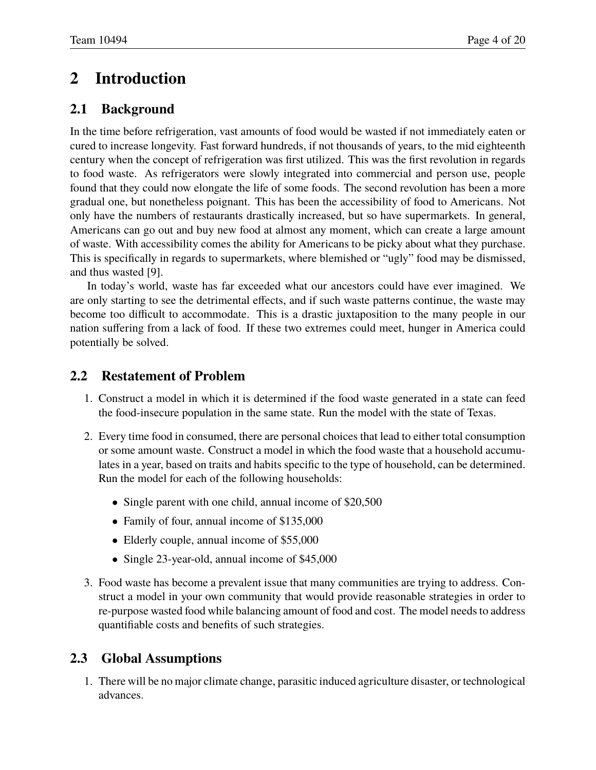# 2 Introduction

## 2.1 Background

In the time before refrigeration, vast amounts of food would be wasted if not immediately eaten or cured to increase longevity. Fast forward hundreds, if not thousands of years, to the mid eighteenth century when the concept of refrigeration was first utilized. This was the first revolution in regards to food waste. As refrigerators were slowly integrated into commercial and person use, people found that they could now elongate the life of some foods. The second revolution has been a more gradual one, but nonetheless poignant. This has been the accessibility of food to Americans. Not only have the numbers of restaurants drastically increased, but so have supermarkets. In general, Americans can go out and buy new food at almost any moment, which can create a large amount of waste. With accessibility comes the ability for Americans to be picky about what they purchase. This is specifically in regards to supermarkets, where blemished or "ugly" food may be dismissed, and thus wasted [9].

In today's world, waste has far exceeded what our ancestors could have ever imagined. We are only starting to see the detrimental effects, and if such waste patterns continue, the waste may become too difficult to accommodate. This is a drastic juxtaposition to the many people in our nation suffering from a lack of food. If these two extremes could meet, hunger in America could potentially be solved.

## 2.2 Restatement of Problem

1. Construct a model in which it is determined if the food waste generated in a state can feed the food-insecure population in the same state. Run the model with the state of Texas.

2. Every time food in consumed, there are personal choices that lead to either total consumption or some amount waste. Construct a model in which the food waste that a household accumulates in a year, based on traits and habits specific to the type of household, can be determined. Run the model for each of the following households:

   - Single parent with one child, annual income of $20,500
   - Family of four, annual income of $135,000
   - Elderly couple, annual income of $55,000
   - Single 23-year-old, annual income of $45,000

3. Food waste has become a prevalent issue that many communities are trying to address. Construct a model in your own community that would provide reasonable strategies in order to re-purpose wasted food while balancing amount of food and cost. The model needs to address quantifiable costs and benefits of such strategies.

## 2.3 Global Assumptions

1. There will be no major climate change, parasitic induced agriculture disaster, or technological advances.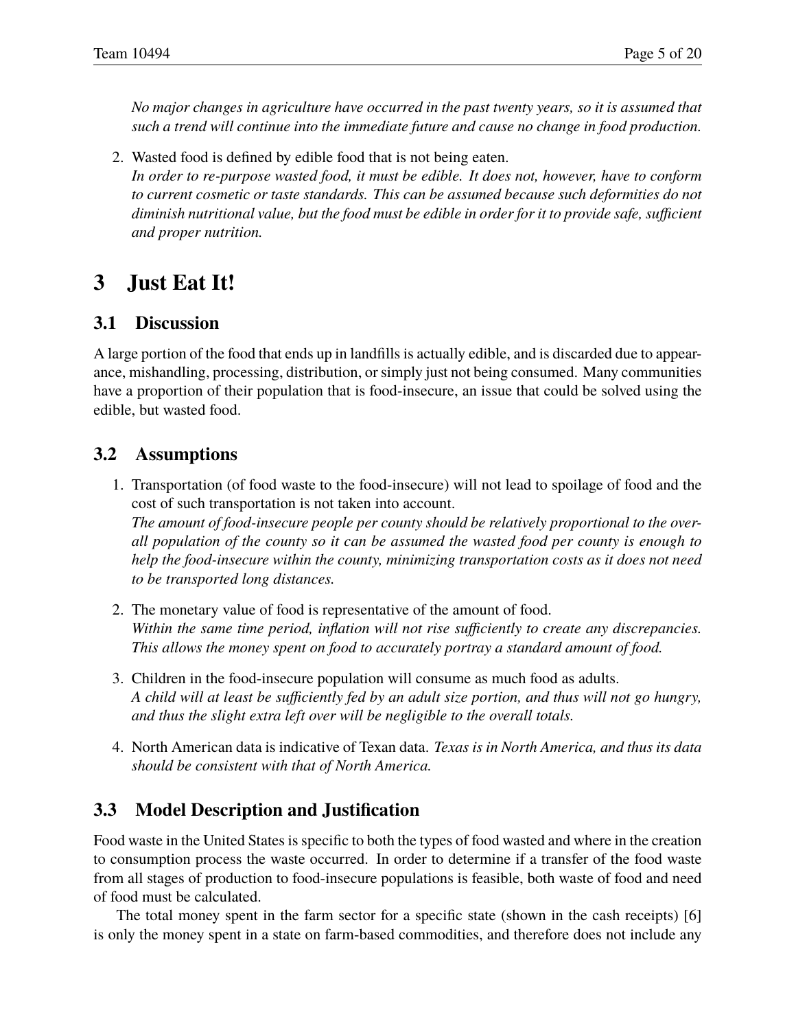*No major changes in agriculture have occurred in the past twenty years, so it is assumed that such a trend will continue into the immediate future and cause no change in food production.*

2. Wasted food is defined by edible food that is not being eaten.
   *In order to re-purpose wasted food, it must be edible. It does not, however, have to conform to current cosmetic or taste standards. This can be assumed because such deformities do not diminish nutritional value, but the food must be edible in order for it to provide safe, sufficient and proper nutrition.*

# 3 Just Eat It!

## 3.1 Discussion

A large portion of the food that ends up in landfills is actually edible, and is discarded due to appearance, mishandling, processing, distribution, or simply just not being consumed. Many communities have a proportion of their population that is food-insecure, an issue that could be solved using the edible, but wasted food.

## 3.2 Assumptions

1. Transportation (of food waste to the food-insecure) will not lead to spoilage of food and the cost of such transportation is not taken into account.
   *The amount of food-insecure people per county should be relatively proportional to the overall population of the county so it can be assumed the wasted food per county is enough to help the food-insecure within the county, minimizing transportation costs as it does not need to be transported long distances.*

2. The monetary value of food is representative of the amount of food.
   *Within the same time period, inflation will not rise sufficiently to create any discrepancies. This allows the money spent on food to accurately portray a standard amount of food.*

3. Children in the food-insecure population will consume as much food as adults.
   *A child will at least be sufficiently fed by an adult size portion, and thus will not go hungry, and thus the slight extra left over will be negligible to the overall totals.*

4. North American data is indicative of Texan data. *Texas is in North America, and thus its data should be consistent with that of North America.*

## 3.3 Model Description and Justification

Food waste in the United States is specific to both the types of food wasted and where in the creation to consumption process the waste occurred. In order to determine if a transfer of the food waste from all stages of production to food-insecure populations is feasible, both waste of food and need of food must be calculated.

The total money spent in the farm sector for a specific state (shown in the cash receipts) [6] is only the money spent in a state on farm-based commodities, and therefore does not include any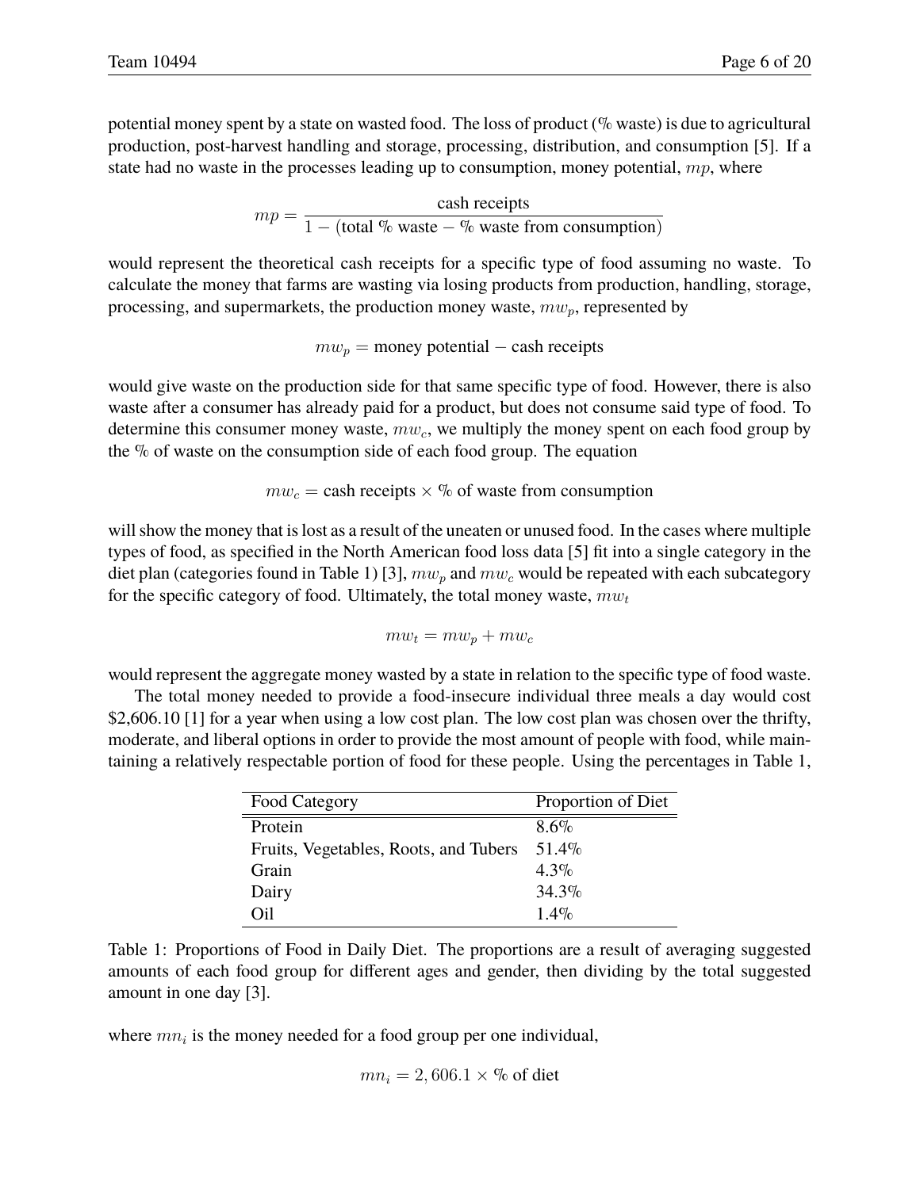potential money spent by a state on wasted food. The loss of product (% waste) is due to agricultural production, post-harvest handling and storage, processing, distribution, and consumption [5]. If a state had no waste in the processes leading up to consumption, money potential, $mp$, where

$$mp = \frac{\text{cash receipts}}{1 - (\text{total \% waste} - \text{\% waste from consumption})}$$

would represent the theoretical cash receipts for a specific type of food assuming no waste. To calculate the money that farms are wasting via losing products from production, handling, storage, processing, and supermarkets, the production money waste, $mw_p$, represented by

$$mw_p = \text{money potential} - \text{cash receipts}$$

would give waste on the production side for that same specific type of food. However, there is also waste after a consumer has already paid for a product, but does not consume said type of food. To determine this consumer money waste, $mw_c$, we multiply the money spent on each food group by the % of waste on the consumption side of each food group. The equation

$$mw_c = \text{cash receipts} \times \text{\% of waste from consumption}$$

will show the money that is lost as a result of the uneaten or unused food. In the cases where multiple types of food, as specified in the North American food loss data [5] fit into a single category in the diet plan (categories found in Table 1) [3], $mw_p$ and $mw_c$ would be repeated with each subcategory for the specific category of food. Ultimately, the total money waste, $mw_t$

$$mw_t = mw_p + mw_c$$

would represent the aggregate money wasted by a state in relation to the specific type of food waste.

The total money needed to provide a food-insecure individual three meals a day would cost $2,606.10 [1] for a year when using a low cost plan. The low cost plan was chosen over the thrifty, moderate, and liberal options in order to provide the most amount of people with food, while maintaining a relatively respectable portion of food for these people. Using the percentages in Table 1,

| Food Category | Proportion of Diet |
|---|---|
| Protein | 8.6% |
| Fruits, Vegetables, Roots, and Tubers | 51.4% |
| Grain | 4.3% |
| Dairy | 34.3% |
| Oil | 1.4% |

Table 1: Proportions of Food in Daily Diet. The proportions are a result of averaging suggested amounts of each food group for different ages and gender, then dividing by the total suggested amount in one day [3].

where $mn_i$ is the money needed for a food group per one individual,

$$mn_i = 2,606.1 \times \text{\% of diet}$$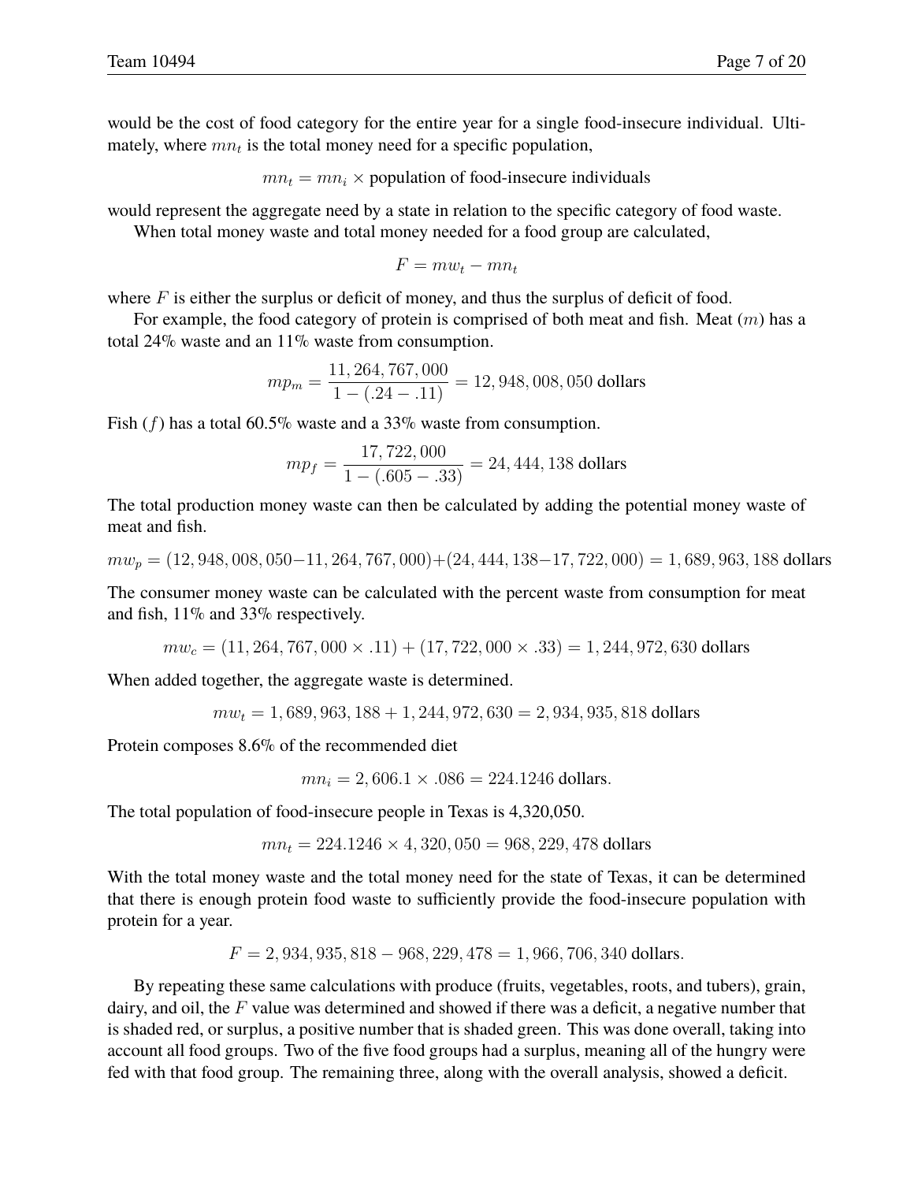would be the cost of food category for the entire year for a single food-insecure individual. Ultimately, where $mn_t$ is the total money need for a specific population,

$$mn_t = mn_i \times \text{population of food-insecure individuals}$$

would represent the aggregate need by a state in relation to the specific category of food waste.

When total money waste and total money needed for a food group are calculated,

$$F = mw_t - mn_t$$

where $F$ is either the surplus or deficit of money, and thus the surplus of deficit of food.

For example, the food category of protein is comprised of both meat and fish. Meat ($m$) has a total 24% waste and an 11% waste from consumption.

$$mp_m = \frac{11,264,767,000}{1-(.24-.11)} = 12,948,008,050 \text{ dollars}$$

Fish ($f$) has a total 60.5% waste and a 33% waste from consumption.

$$mp_f = \frac{17,722,000}{1-(.605-.33)} = 24,444,138 \text{ dollars}$$

The total production money waste can then be calculated by adding the potential money waste of meat and fish.

$$mw_p = (12,948,008,050-11,264,767,000)+(24,444,138-17,722,000) = 1,689,963,188 \text{ dollars}$$

The consumer money waste can be calculated with the percent waste from consumption for meat and fish, 11% and 33% respectively.

$$mw_c = (11,264,767,000 \times .11) + (17,722,000 \times .33) = 1,244,972,630 \text{ dollars}$$

When added together, the aggregate waste is determined.

$$mw_t = 1,689,963,188 + 1,244,972,630 = 2,934,935,818 \text{ dollars}$$

Protein composes 8.6% of the recommended diet

$$mn_i = 2,606.1 \times .086 = 224.1246 \text{ dollars.}$$

The total population of food-insecure people in Texas is 4,320,050.

$$mn_t = 224.1246 \times 4,320,050 = 968,229,478 \text{ dollars}$$

With the total money waste and the total money need for the state of Texas, it can be determined that there is enough protein food waste to sufficiently provide the food-insecure population with protein for a year.

$$F = 2,934,935,818 - 968,229,478 = 1,966,706,340 \text{ dollars.}$$

By repeating these same calculations with produce (fruits, vegetables, roots, and tubers), grain, dairy, and oil, the $F$ value was determined and showed if there was a deficit, a negative number that is shaded red, or surplus, a positive number that is shaded green. This was done overall, taking into account all food groups. Two of the five food groups had a surplus, meaning all of the hungry were fed with that food group. The remaining three, along with the overall analysis, showed a deficit.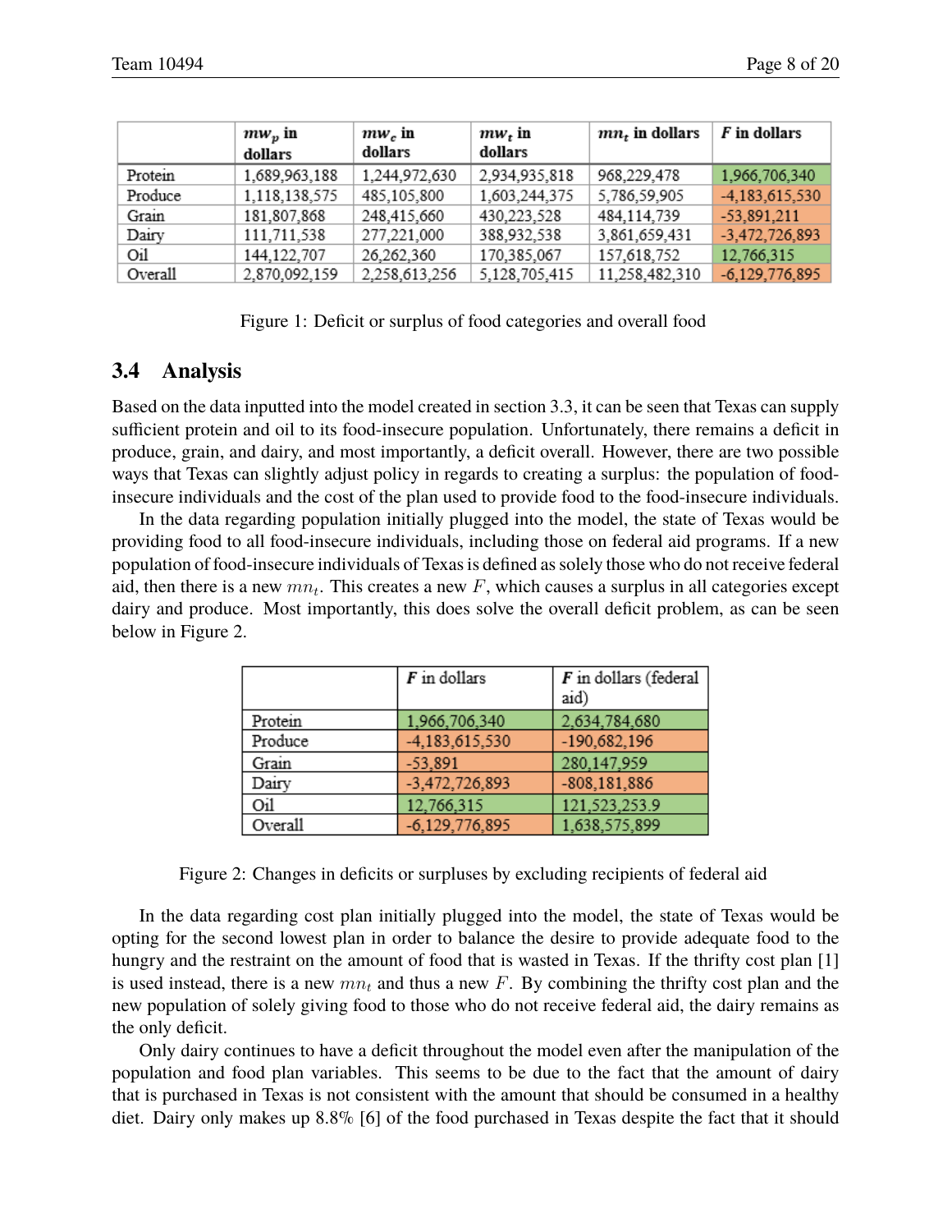|  | $mw_p$ in dollars | $mw_c$ in dollars | $mw_t$ in dollars | $mn_t$ in dollars | $F$ in dollars |
|---|---|---|---|---|---|
| Protein | 1,689,963,188 | 1,244,972,630 | 2,934,935,818 | 968,229,478 | 1,966,706,340 |
| Produce | 1,118,138,575 | 485,105,800 | 1,603,244,375 | 5,786,59,905 | -4,183,615,530 |
| Grain | 181,807,868 | 248,415,660 | 430,223,528 | 484,114,739 | -53,891,211 |
| Dairy | 111,711,538 | 277,221,000 | 388,932,538 | 3,861,659,431 | -3,472,726,893 |
| Oil | 144,122,707 | 26,262,360 | 170,385,067 | 157,618,752 | 12,766,315 |
| Overall | 2,870,092,159 | 2,258,613,256 | 5,128,705,415 | 11,258,482,310 | -6,129,776,895 |

Figure 1: Deficit or surplus of food categories and overall food

## 3.4 Analysis

Based on the data inputted into the model created in section 3.3, it can be seen that Texas can supply sufficient protein and oil to its food-insecure population. Unfortunately, there remains a deficit in produce, grain, and dairy, and most importantly, a deficit overall. However, there are two possible ways that Texas can slightly adjust policy in regards to creating a surplus: the population of food-insecure individuals and the cost of the plan used to provide food to the food-insecure individuals.

In the data regarding population initially plugged into the model, the state of Texas would be providing food to all food-insecure individuals, including those on federal aid programs. If a new population of food-insecure individuals of Texas is defined as solely those who do not receive federal aid, then there is a new $mn_t$. This creates a new $F$, which causes a surplus in all categories except dairy and produce. Most importantly, this does solve the overall deficit problem, as can be seen below in Figure 2.

|  | $F$ in dollars | $F$ in dollars (federal aid) |
|---|---|---|
| Protein | 1,966,706,340 | 2,634,784,680 |
| Produce | -4,183,615,530 | -190,682,196 |
| Grain | -53,891 | 280,147,959 |
| Dairy | -3,472,726,893 | -808,181,886 |
| Oil | 12,766,315 | 121,523,253.9 |
| Overall | -6,129,776,895 | 1,638,575,899 |

Figure 2: Changes in deficits or surpluses by excluding recipients of federal aid

In the data regarding cost plan initially plugged into the model, the state of Texas would be opting for the second lowest plan in order to balance the desire to provide adequate food to the hungry and the restraint on the amount of food that is wasted in Texas. If the thrifty cost plan [1] is used instead, there is a new $mn_t$ and thus a new $F$. By combining the thrifty cost plan and the new population of solely giving food to those who do not receive federal aid, the dairy remains as the only deficit.

Only dairy continues to have a deficit throughout the model even after the manipulation of the population and food plan variables. This seems to be due to the fact that the amount of dairy that is purchased in Texas is not consistent with the amount that should be consumed in a healthy diet. Dairy only makes up 8.8% [6] of the food purchased in Texas despite the fact that it should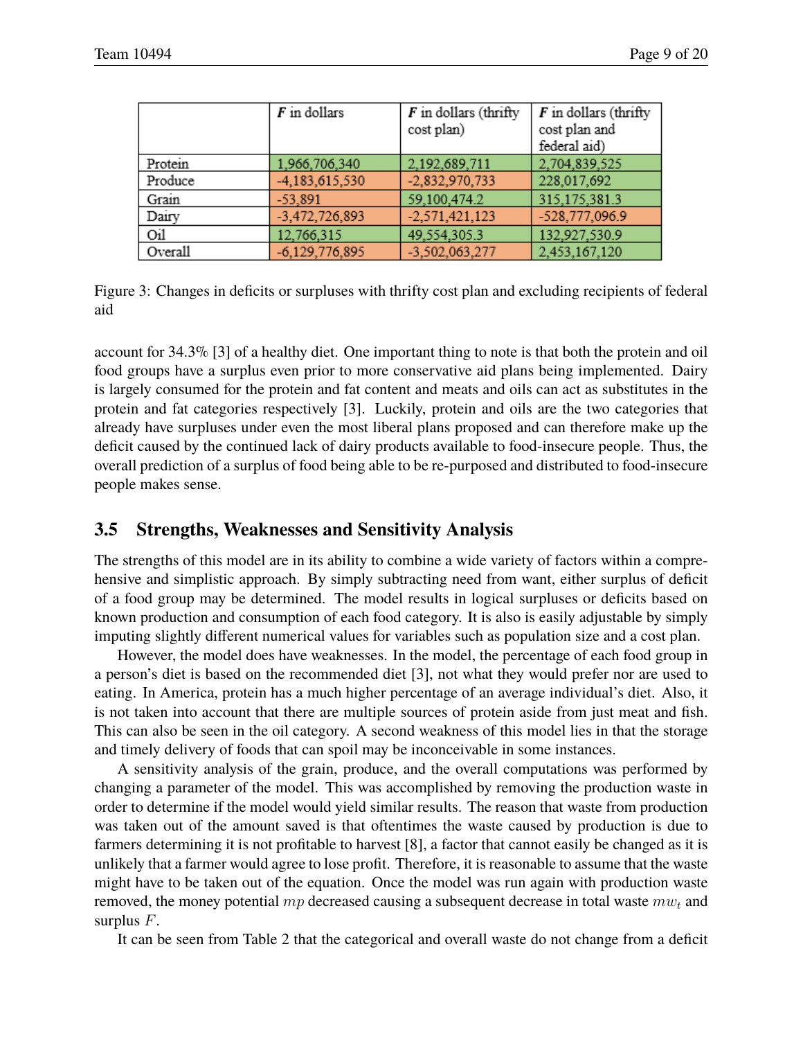| | $F$ in dollars | $F$ in dollars (thrifty cost plan) | $F$ in dollars (thrifty cost plan and federal aid) |
|---|---|---|---|
| Protein | 1,966,706,340 | 2,192,689,711 | 2,704,839,525 |
| Produce | -4,183,615,530 | -2,832,970,733 | 228,017,692 |
| Grain | -53,891 | 59,100,474.2 | 315,175,381.3 |
| Dairy | -3,472,726,893 | -2,571,421,123 | -528,777,096.9 |
| Oil | 12,766,315 | 49,554,305.3 | 132,927,530.9 |
| Overall | -6,129,776,895 | -3,502,063,277 | 2,453,167,120 |

Figure 3: Changes in deficits or surpluses with thrifty cost plan and excluding recipients of federal aid

account for 34.3% [3] of a healthy diet. One important thing to note is that both the protein and oil food groups have a surplus even prior to more conservative aid plans being implemented. Dairy is largely consumed for the protein and fat content and meats and oils can act as substitutes in the protein and fat categories respectively [3]. Luckily, protein and oils are the two categories that already have surpluses under even the most liberal plans proposed and can therefore make up the deficit caused by the continued lack of dairy products available to food-insecure people. Thus, the overall prediction of a surplus of food being able to be re-purposed and distributed to food-insecure people makes sense.

## 3.5 Strengths, Weaknesses and Sensitivity Analysis

The strengths of this model are in its ability to combine a wide variety of factors within a comprehensive and simplistic approach. By simply subtracting need from want, either surplus of deficit of a food group may be determined. The model results in logical surpluses or deficits based on known production and consumption of each food category. It is also is easily adjustable by simply imputing slightly different numerical values for variables such as population size and a cost plan.

However, the model does have weaknesses. In the model, the percentage of each food group in a person's diet is based on the recommended diet [3], not what they would prefer nor are used to eating. In America, protein has a much higher percentage of an average individual's diet. Also, it is not taken into account that there are multiple sources of protein aside from just meat and fish. This can also be seen in the oil category. A second weakness of this model lies in that the storage and timely delivery of foods that can spoil may be inconceivable in some instances.

A sensitivity analysis of the grain, produce, and the overall computations was performed by changing a parameter of the model. This was accomplished by removing the production waste in order to determine if the model would yield similar results. The reason that waste from production was taken out of the amount saved is that oftentimes the waste caused by production is due to farmers determining it is not profitable to harvest [8], a factor that cannot easily be changed as it is unlikely that a farmer would agree to lose profit. Therefore, it is reasonable to assume that the waste might have to be taken out of the equation. Once the model was run again with production waste removed, the money potential $mp$ decreased causing a subsequent decrease in total waste $mw_t$ and surplus $F$.

It can be seen from Table 2 that the categorical and overall waste do not change from a deficit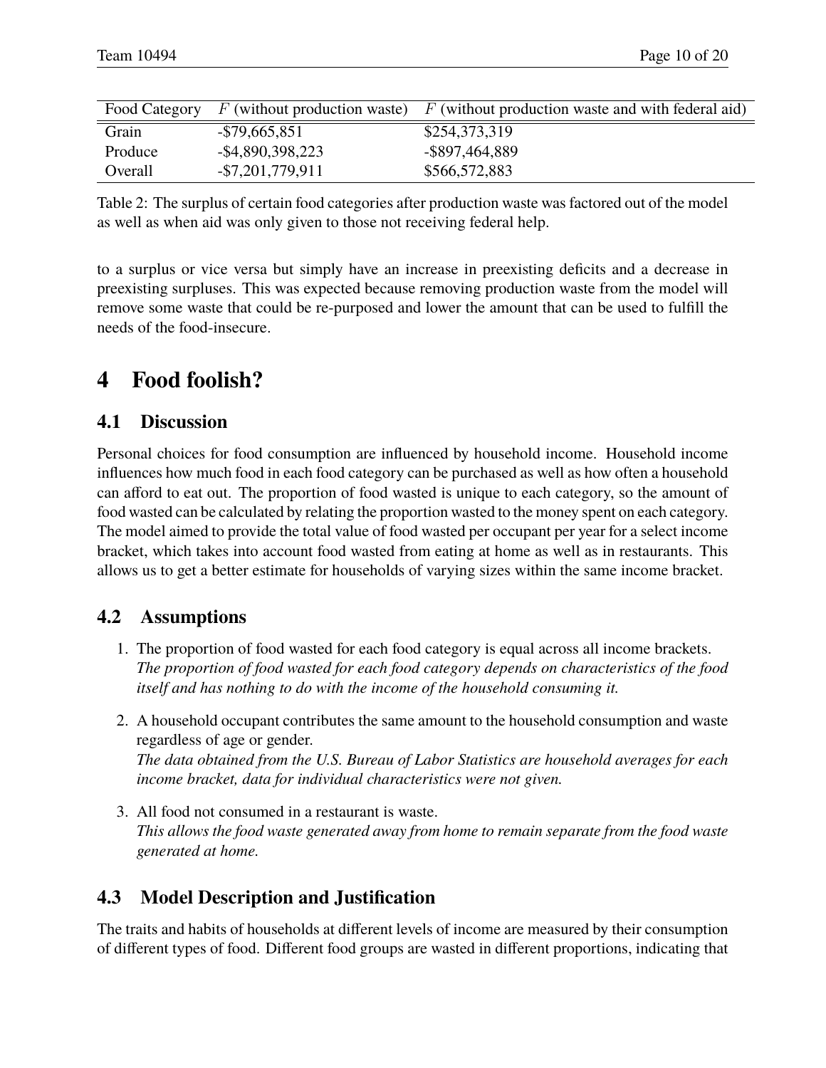| Food Category | $F$ (without production waste) | $F$ (without production waste and with federal aid) |
|---|---|---|
| Grain | -$79,665,851 | $254,373,319 |
| Produce | -$4,890,398,223 | -$897,464,889 |
| Overall | -$7,201,779,911 | $566,572,883 |

Table 2: The surplus of certain food categories after production waste was factored out of the model as well as when aid was only given to those not receiving federal help.

to a surplus or vice versa but simply have an increase in preexisting deficits and a decrease in preexisting surpluses. This was expected because removing production waste from the model will remove some waste that could be re-purposed and lower the amount that can be used to fulfill the needs of the food-insecure.

# 4 Food foolish?

## 4.1 Discussion

Personal choices for food consumption are influenced by household income. Household income influences how much food in each food category can be purchased as well as how often a household can afford to eat out. The proportion of food wasted is unique to each category, so the amount of food wasted can be calculated by relating the proportion wasted to the money spent on each category. The model aimed to provide the total value of food wasted per occupant per year for a select income bracket, which takes into account food wasted from eating at home as well as in restaurants. This allows us to get a better estimate for households of varying sizes within the same income bracket.

## 4.2 Assumptions

1. The proportion of food wasted for each food category is equal across all income brackets.
   *The proportion of food wasted for each food category depends on characteristics of the food itself and has nothing to do with the income of the household consuming it.*
2. A household occupant contributes the same amount to the household consumption and waste regardless of age or gender.
   *The data obtained from the U.S. Bureau of Labor Statistics are household averages for each income bracket, data for individual characteristics were not given.*
3. All food not consumed in a restaurant is waste.
   *This allows the food waste generated away from home to remain separate from the food waste generated at home.*

## 4.3 Model Description and Justification

The traits and habits of households at different levels of income are measured by their consumption of different types of food. Different food groups are wasted in different proportions, indicating that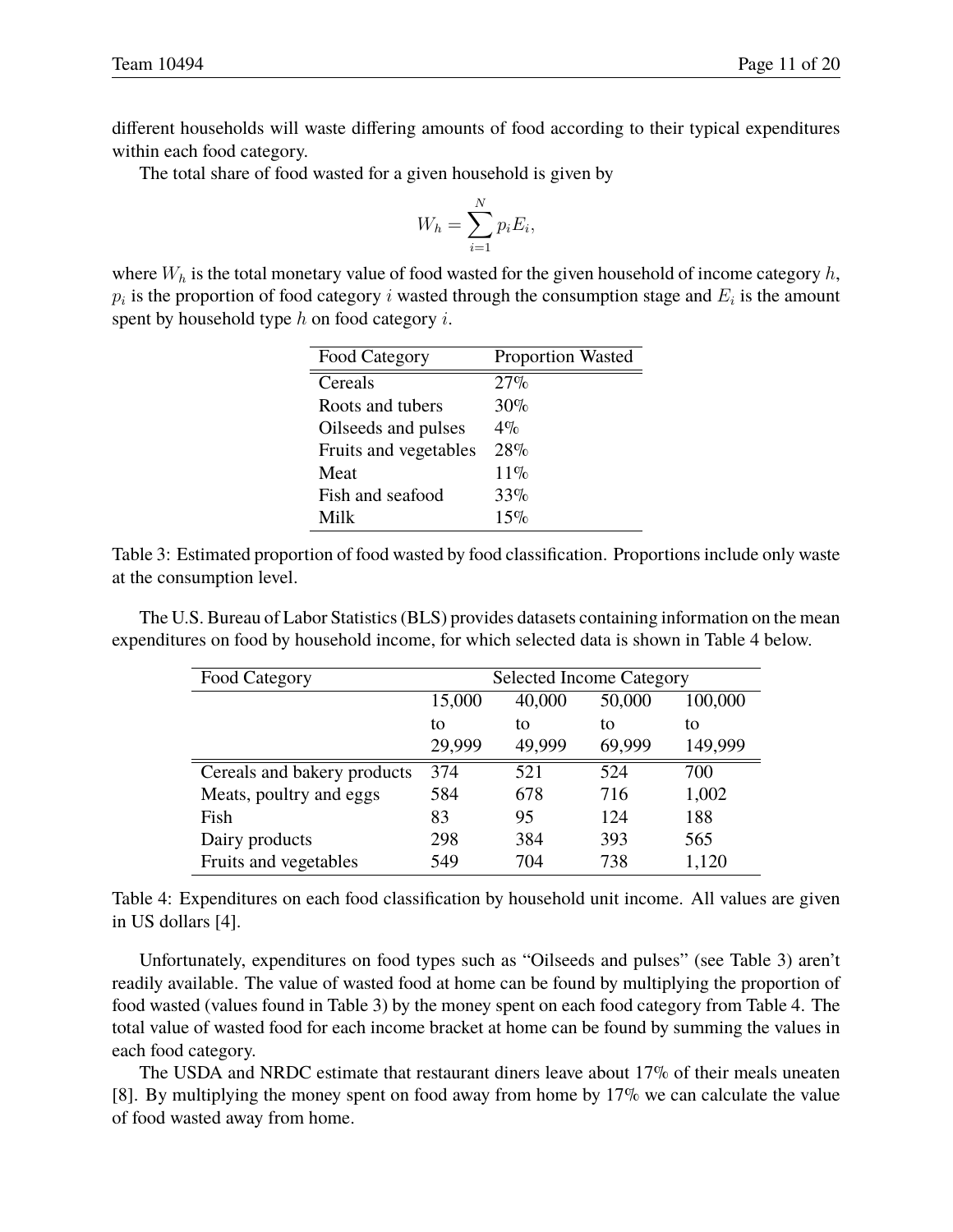different households will waste differing amounts of food according to their typical expenditures within each food category.

The total share of food wasted for a given household is given by

$$W_h = \sum_{i=1}^{N} p_i E_i,$$

where $W_h$ is the total monetary value of food wasted for the given household of income category $h$, $p_i$ is the proportion of food category $i$ wasted through the consumption stage and $E_i$ is the amount spent by household type $h$ on food category $i$.

| Food Category | Proportion Wasted |
|---|---|
| Cereals | 27% |
| Roots and tubers | 30% |
| Oilseeds and pulses | 4% |
| Fruits and vegetables | 28% |
| Meat | 11% |
| Fish and seafood | 33% |
| Milk | 15% |

Table 3: Estimated proportion of food wasted by food classification. Proportions include only waste at the consumption level.

The U.S. Bureau of Labor Statistics (BLS) provides datasets containing information on the mean expenditures on food by household income, for which selected data is shown in Table 4 below.

| Food Category | Selected Income Category | | | |
|---|---|---|---|---|
| | 15,000 to 29,999 | 40,000 to 49,999 | 50,000 to 69,999 | 100,000 to 149,999 |
| Cereals and bakery products | 374 | 521 | 524 | 700 |
| Meats, poultry and eggs | 584 | 678 | 716 | 1,002 |
| Fish | 83 | 95 | 124 | 188 |
| Dairy products | 298 | 384 | 393 | 565 |
| Fruits and vegetables | 549 | 704 | 738 | 1,120 |

Table 4: Expenditures on each food classification by household unit income. All values are given in US dollars [4].

Unfortunately, expenditures on food types such as "Oilseeds and pulses" (see Table 3) aren't readily available. The value of wasted food at home can be found by multiplying the proportion of food wasted (values found in Table 3) by the money spent on each food category from Table 4. The total value of wasted food for each income bracket at home can be found by summing the values in each food category.

The USDA and NRDC estimate that restaurant diners leave about 17% of their meals uneaten [8]. By multiplying the money spent on food away from home by 17% we can calculate the value of food wasted away from home.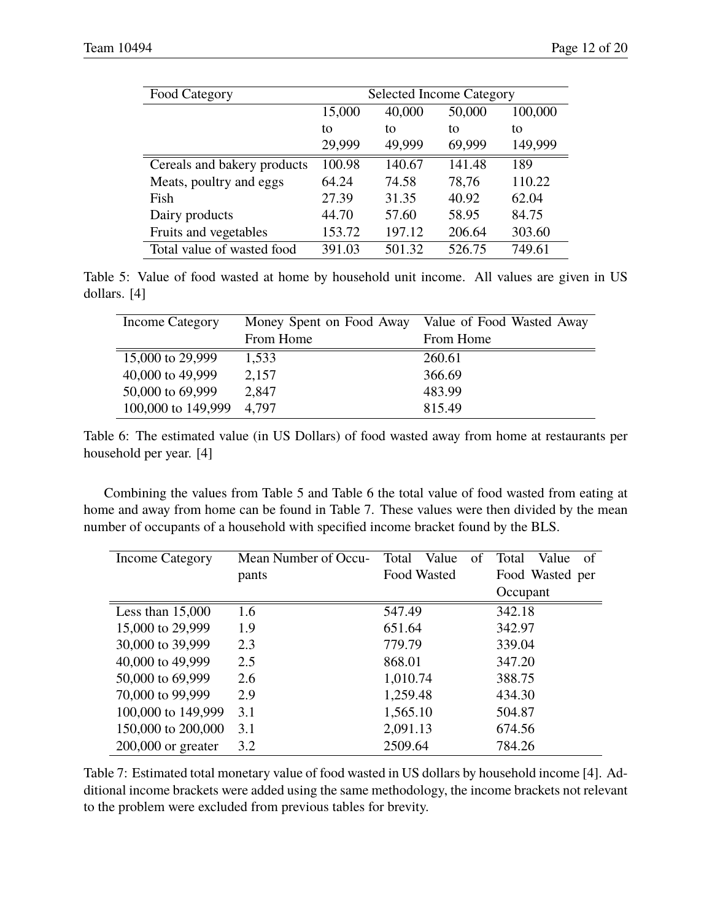| Food Category | Selected Income Category | | | |
|---|---|---|---|---|
| | 15,000 to 29,999 | 40,000 to 49,999 | 50,000 to 69,999 | 100,000 to 149,999 |
| Cereals and bakery products | 100.98 | 140.67 | 141.48 | 189 |
| Meats, poultry and eggs | 64.24 | 74.58 | 78,76 | 110.22 |
| Fish | 27.39 | 31.35 | 40.92 | 62.04 |
| Dairy products | 44.70 | 57.60 | 58.95 | 84.75 |
| Fruits and vegetables | 153.72 | 197.12 | 206.64 | 303.60 |
| Total value of wasted food | 391.03 | 501.32 | 526.75 | 749.61 |

Table 5: Value of food wasted at home by household unit income. All values are given in US dollars. [4]

| Income Category | Money Spent on Food Away From Home | Value of Food Wasted Away From Home |
|---|---|---|
| 15,000 to 29,999 | 1,533 | 260.61 |
| 40,000 to 49,999 | 2,157 | 366.69 |
| 50,000 to 69,999 | 2,847 | 483.99 |
| 100,000 to 149,999 | 4,797 | 815.49 |

Table 6: The estimated value (in US Dollars) of food wasted away from home at restaurants per household per year. [4]

Combining the values from Table 5 and Table 6 the total value of food wasted from eating at home and away from home can be found in Table 7. These values were then divided by the mean number of occupants of a household with specified income bracket found by the BLS.

| Income Category | Mean Number of Occupants | Total Value of Food Wasted | Total Value of Food Wasted per Occupant |
|---|---|---|---|
| Less than 15,000 | 1.6 | 547.49 | 342.18 |
| 15,000 to 29,999 | 1.9 | 651.64 | 342.97 |
| 30,000 to 39,999 | 2.3 | 779.79 | 339.04 |
| 40,000 to 49,999 | 2.5 | 868.01 | 347.20 |
| 50,000 to 69,999 | 2.6 | 1,010.74 | 388.75 |
| 70,000 to 99,999 | 2.9 | 1,259.48 | 434.30 |
| 100,000 to 149,999 | 3.1 | 1,565.10 | 504.87 |
| 150,000 to 200,000 | 3.1 | 2,091.13 | 674.56 |
| 200,000 or greater | 3.2 | 2509.64 | 784.26 |

Table 7: Estimated total monetary value of food wasted in US dollars by household income [4]. Additional income brackets were added using the same methodology, the income brackets not relevant to the problem were excluded from previous tables for brevity.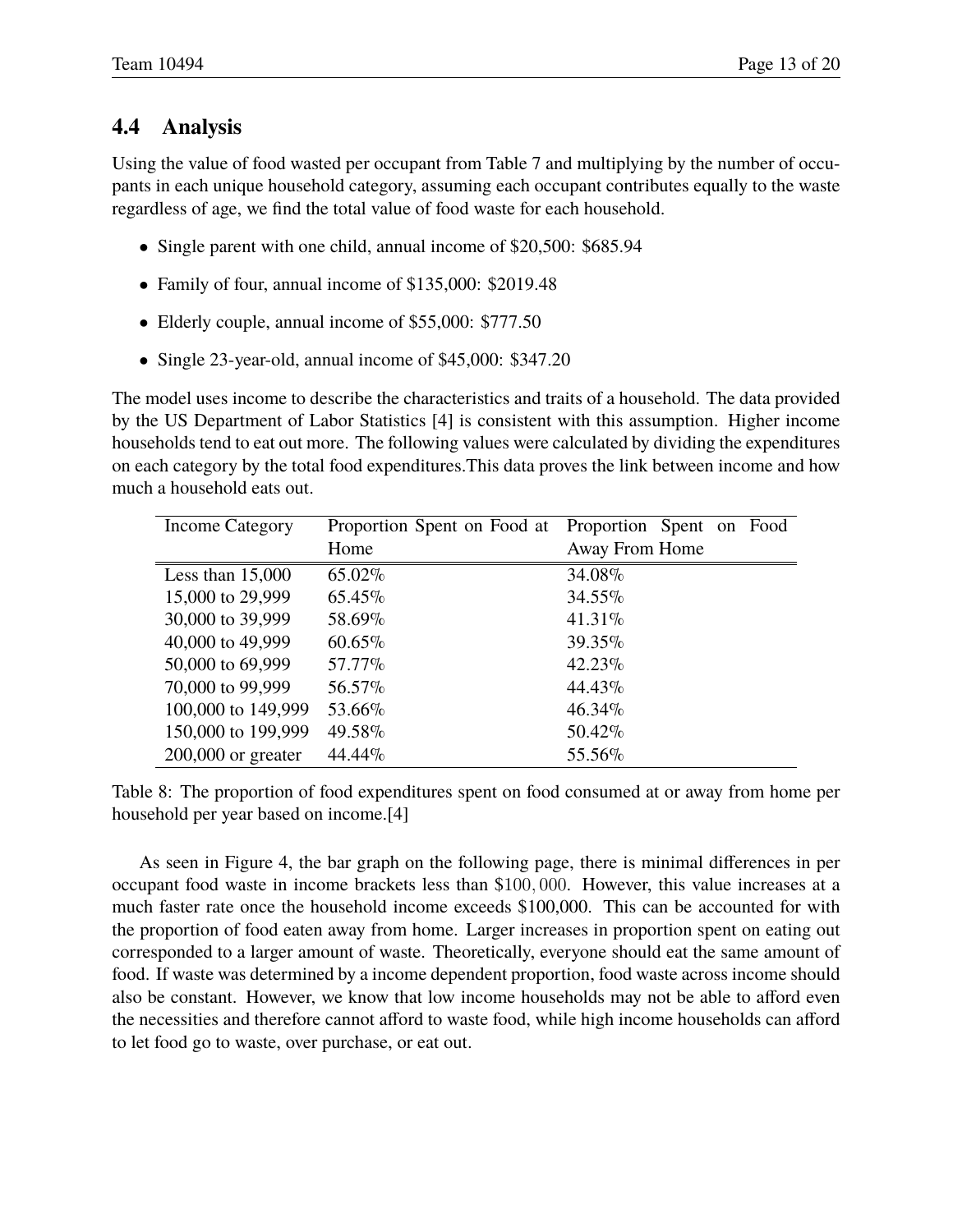### 4.4 Analysis

Using the value of food wasted per occupant from Table 7 and multiplying by the number of occupants in each unique household category, assuming each occupant contributes equally to the waste regardless of age, we find the total value of food waste for each household.

- Single parent with one child, annual income of $20,500: $685.94
- Family of four, annual income of $135,000: $2019.48
- Elderly couple, annual income of $55,000: $777.50
- Single 23-year-old, annual income of $45,000: $347.20

The model uses income to describe the characteristics and traits of a household. The data provided by the US Department of Labor Statistics [4] is consistent with this assumption. Higher income households tend to eat out more. The following values were calculated by dividing the expenditures on each category by the total food expenditures.This data proves the link between income and how much a household eats out.

| Income Category | Proportion Spent on Food at Home | Proportion Spent on Food Away From Home |
|---|---|---|
| Less than 15,000 | 65.02% | 34.08% |
| 15,000 to 29,999 | 65.45% | 34.55% |
| 30,000 to 39,999 | 58.69% | 41.31% |
| 40,000 to 49,999 | 60.65% | 39.35% |
| 50,000 to 69,999 | 57.77% | 42.23% |
| 70,000 to 99,999 | 56.57% | 44.43% |
| 100,000 to 149,999 | 53.66% | 46.34% |
| 150,000 to 199,999 | 49.58% | 50.42% |
| 200,000 or greater | 44.44% | 55.56% |

Table 8: The proportion of food expenditures spent on food consumed at or away from home per household per year based on income.[4]

As seen in Figure 4, the bar graph on the following page, there is minimal differences in per occupant food waste in income brackets less than $100,000. However, this value increases at a much faster rate once the household income exceeds $100,000. This can be accounted for with the proportion of food eaten away from home. Larger increases in proportion spent on eating out corresponded to a larger amount of waste. Theoretically, everyone should eat the same amount of food. If waste was determined by a income dependent proportion, food waste across income should also be constant. However, we know that low income households may not be able to afford even the necessities and therefore cannot afford to waste food, while high income households can afford to let food go to waste, over purchase, or eat out.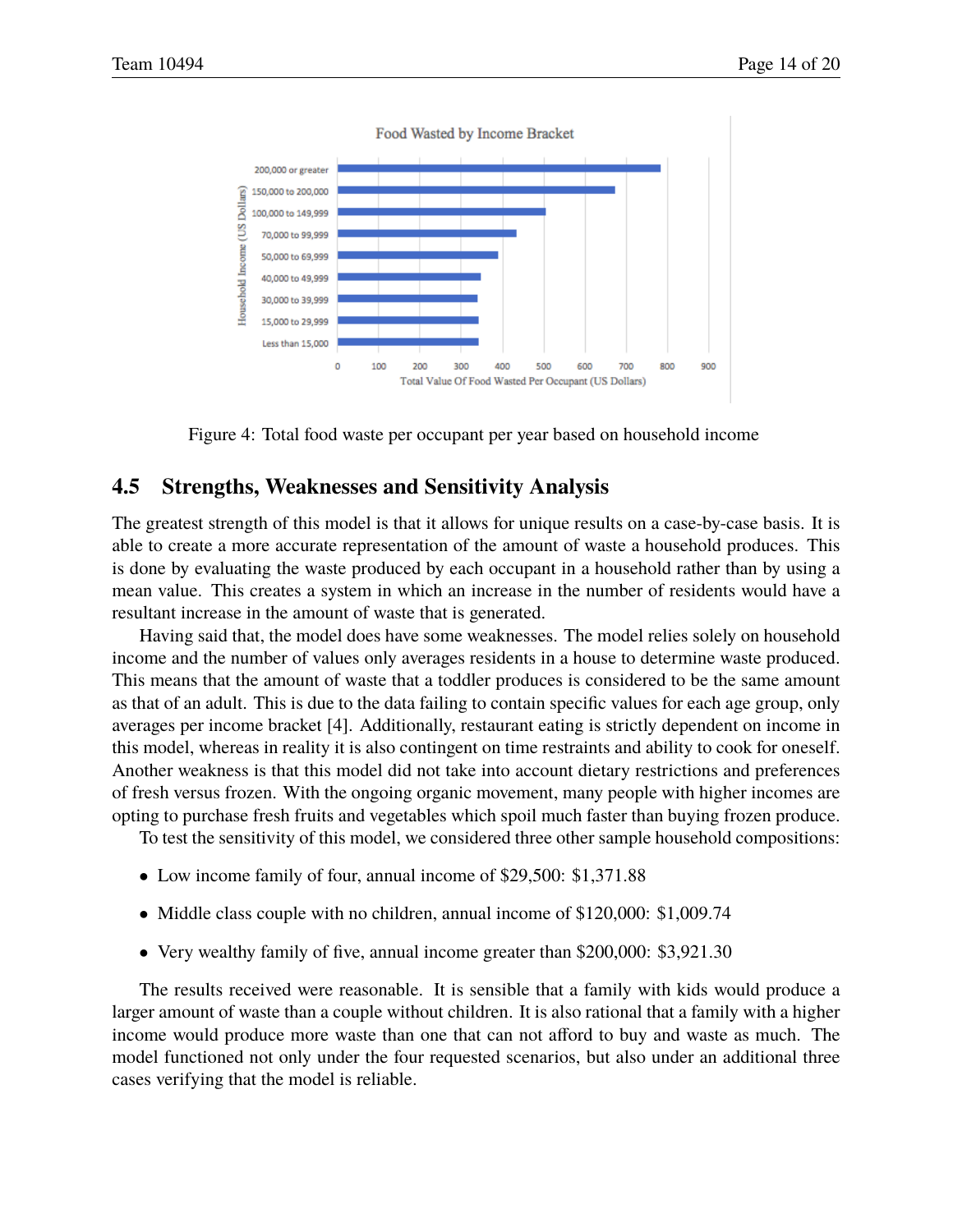Figure 4: Total food waste per occupant per year based on household income

## 4.5 Strengths, Weaknesses and Sensitivity Analysis

The greatest strength of this model is that it allows for unique results on a case-by-case basis. It is able to create a more accurate representation of the amount of waste a household produces. This is done by evaluating the waste produced by each occupant in a household rather than by using a mean value. This creates a system in which an increase in the number of residents would have a resultant increase in the amount of waste that is generated.

Having said that, the model does have some weaknesses. The model relies solely on household income and the number of values only averages residents in a house to determine waste produced. This means that the amount of waste that a toddler produces is considered to be the same amount as that of an adult. This is due to the data failing to contain specific values for each age group, only averages per income bracket [4]. Additionally, restaurant eating is strictly dependent on income in this model, whereas in reality it is also contingent on time restraints and ability to cook for oneself. Another weakness is that this model did not take into account dietary restrictions and preferences of fresh versus frozen. With the ongoing organic movement, many people with higher incomes are opting to purchase fresh fruits and vegetables which spoil much faster than buying frozen produce.

To test the sensitivity of this model, we considered three other sample household compositions:

- Low income family of four, annual income of $29,500: $1,371.88
- Middle class couple with no children, annual income of $120,000: $1,009.74
- Very wealthy family of five, annual income greater than $200,000: $3,921.30

The results received were reasonable. It is sensible that a family with kids would produce a larger amount of waste than a couple without children. It is also rational that a family with a higher income would produce more waste than one that can not afford to buy and waste as much. The model functioned not only under the four requested scenarios, but also under an additional three cases verifying that the model is reliable.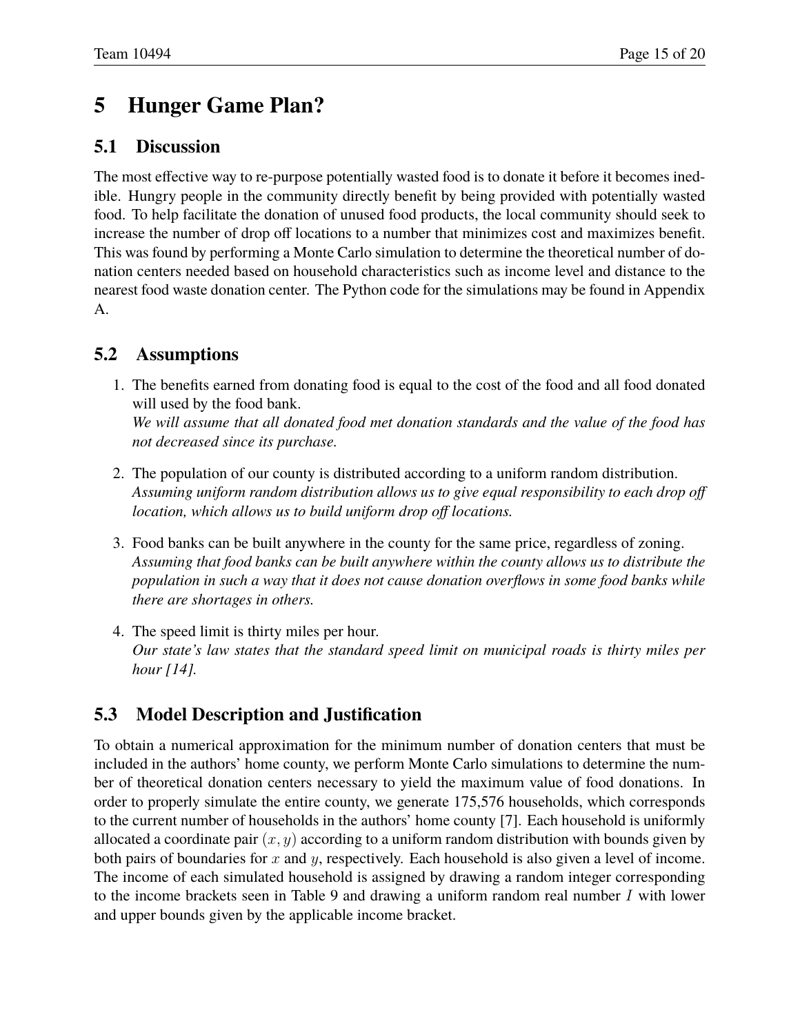# 5 Hunger Game Plan?

## 5.1 Discussion

The most effective way to re-purpose potentially wasted food is to donate it before it becomes inedible. Hungry people in the community directly benefit by being provided with potentially wasted food. To help facilitate the donation of unused food products, the local community should seek to increase the number of drop off locations to a number that minimizes cost and maximizes benefit. This was found by performing a Monte Carlo simulation to determine the theoretical number of donation centers needed based on household characteristics such as income level and distance to the nearest food waste donation center. The Python code for the simulations may be found in Appendix A.

## 5.2 Assumptions

1. The benefits earned from donating food is equal to the cost of the food and all food donated will used by the food bank.
   *We will assume that all donated food met donation standards and the value of the food has not decreased since its purchase.*
2. The population of our county is distributed according to a uniform random distribution.
   *Assuming uniform random distribution allows us to give equal responsibility to each drop off location, which allows us to build uniform drop off locations.*
3. Food banks can be built anywhere in the county for the same price, regardless of zoning.
   *Assuming that food banks can be built anywhere within the county allows us to distribute the population in such a way that it does not cause donation overflows in some food banks while there are shortages in others.*
4. The speed limit is thirty miles per hour.
   *Our state's law states that the standard speed limit on municipal roads is thirty miles per hour [14].*

## 5.3 Model Description and Justification

To obtain a numerical approximation for the minimum number of donation centers that must be included in the authors' home county, we perform Monte Carlo simulations to determine the number of theoretical donation centers necessary to yield the maximum value of food donations. In order to properly simulate the entire county, we generate 175,576 households, which corresponds to the current number of households in the authors' home county [7]. Each household is uniformly allocated a coordinate pair $(x, y)$ according to a uniform random distribution with bounds given by both pairs of boundaries for $x$ and $y$, respectively. Each household is also given a level of income. The income of each simulated household is assigned by drawing a random integer corresponding to the income brackets seen in Table 9 and drawing a uniform random real number $I$ with lower and upper bounds given by the applicable income bracket.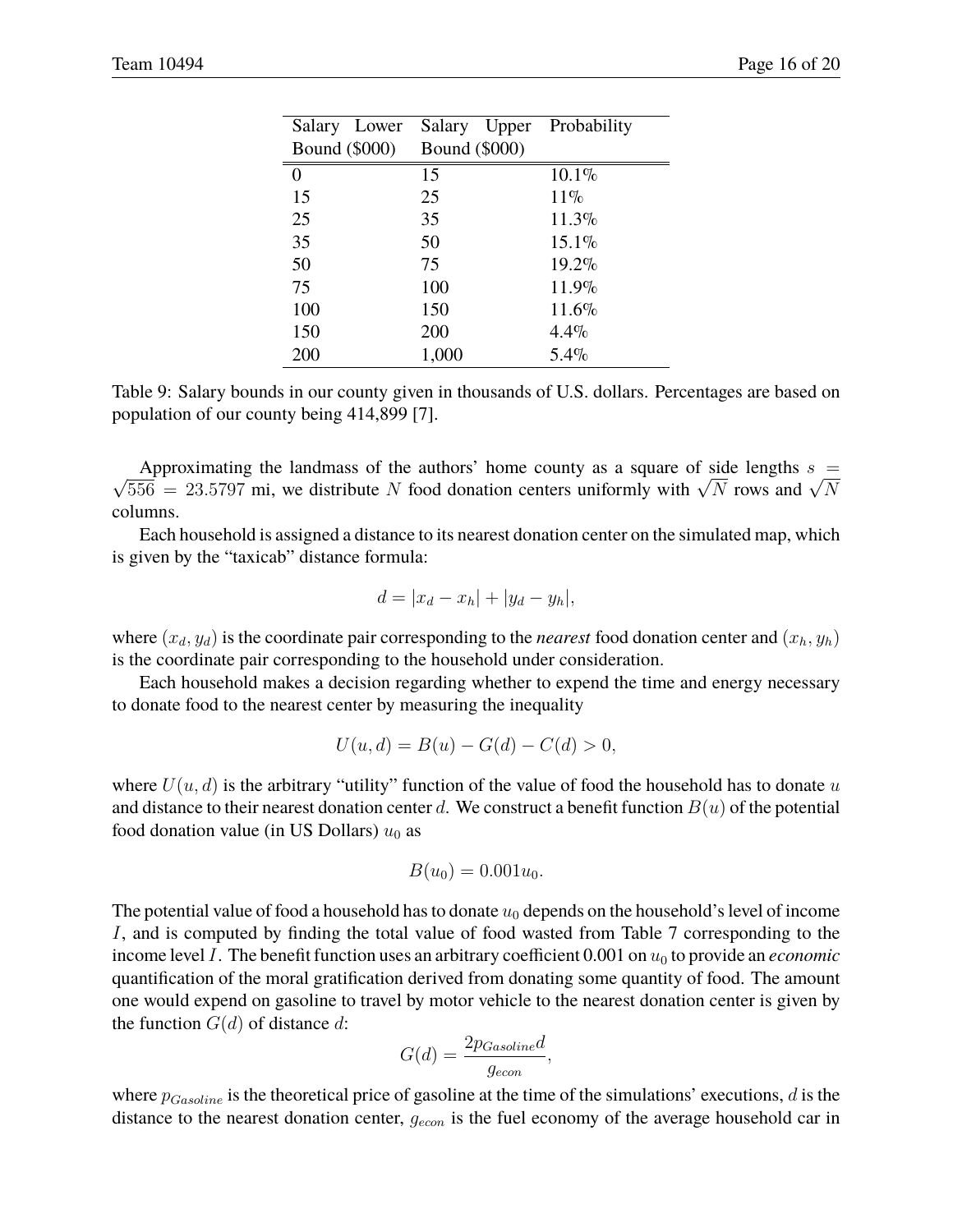| Salary Lower Bound ($000) | Salary Upper Bound ($000) | Probability |
|---|---|---|
| 0 | 15 | 10.1% |
| 15 | 25 | 11% |
| 25 | 35 | 11.3% |
| 35 | 50 | 15.1% |
| 50 | 75 | 19.2% |
| 75 | 100 | 11.9% |
| 100 | 150 | 11.6% |
| 150 | 200 | 4.4% |
| 200 | 1,000 | 5.4% |

Table 9: Salary bounds in our county given in thousands of U.S. dollars. Percentages are based on population of our county being 414,899 [7].

Approximating the landmass of the authors' home county as a square of side lengths $s = \sqrt{556} = 23.5797$ mi, we distribute $N$ food donation centers uniformly with $\sqrt{N}$ rows and $\sqrt{N}$ columns.

Each household is assigned a distance to its nearest donation center on the simulated map, which is given by the "taxicab" distance formula:

$$d = |x_d - x_h| + |y_d - y_h|,$$

where $(x_d, y_d)$ is the coordinate pair corresponding to the *nearest* food donation center and $(x_h, y_h)$ is the coordinate pair corresponding to the household under consideration.

Each household makes a decision regarding whether to expend the time and energy necessary to donate food to the nearest center by measuring the inequality

$$U(u, d) = B(u) - G(d) - C(d) > 0,$$

where $U(u, d)$ is the arbitrary "utility" function of the value of food the household has to donate $u$ and distance to their nearest donation center $d$. We construct a benefit function $B(u)$ of the potential food donation value (in US Dollars) $u_0$ as

$$B(u_0) = 0.001u_0.$$

The potential value of food a household has to donate $u_0$ depends on the household's level of income $I$, and is computed by finding the total value of food wasted from Table 7 corresponding to the income level $I$. The benefit function uses an arbitrary coefficient 0.001 on $u_0$ to provide an *economic* quantification of the moral gratification derived from donating some quantity of food. The amount one would expend on gasoline to travel by motor vehicle to the nearest donation center is given by the function $G(d)$ of distance $d$:

$$G(d) = \frac{2p_{Gasoline}d}{g_{econ}},$$

where $p_{Gasoline}$ is the theoretical price of gasoline at the time of the simulations' executions, $d$ is the distance to the nearest donation center, $g_{econ}$ is the fuel economy of the average household car in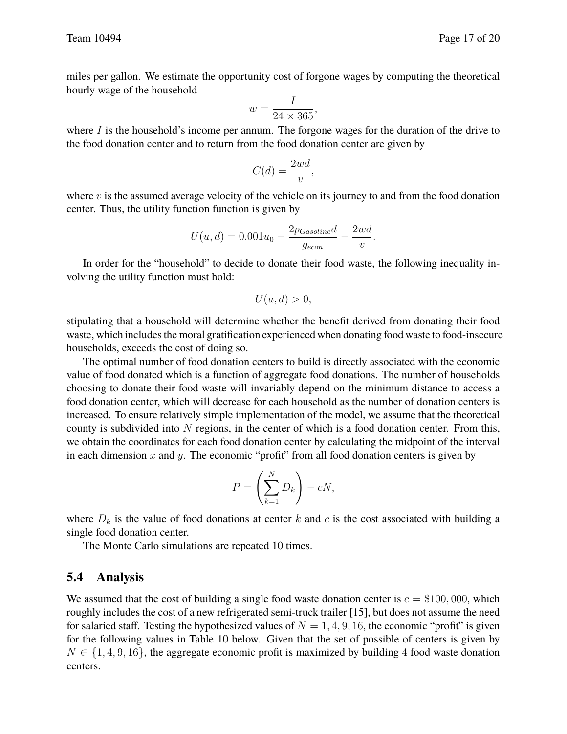miles per gallon. We estimate the opportunity cost of forgone wages by computing the theoretical hourly wage of the household

$$w = \frac{I}{24 \times 365},$$

where $I$ is the household's income per annum. The forgone wages for the duration of the drive to the food donation center and to return from the food donation center are given by

$$C(d) = \frac{2wd}{v},$$

where $v$ is the assumed average velocity of the vehicle on its journey to and from the food donation center. Thus, the utility function function is given by

$$U(u, d) = 0.001u_0 - \frac{2p_{Gasoline}d}{g_{econ}} - \frac{2wd}{v}.$$

In order for the "household" to decide to donate their food waste, the following inequality involving the utility function must hold:

$$U(u, d) > 0,$$

stipulating that a household will determine whether the benefit derived from donating their food waste, which includes the moral gratification experienced when donating food waste to food-insecure households, exceeds the cost of doing so.

The optimal number of food donation centers to build is directly associated with the economic value of food donated which is a function of aggregate food donations. The number of households choosing to donate their food waste will invariably depend on the minimum distance to access a food donation center, which will decrease for each household as the number of donation centers is increased. To ensure relatively simple implementation of the model, we assume that the theoretical county is subdivided into $N$ regions, in the center of which is a food donation center. From this, we obtain the coordinates for each food donation center by calculating the midpoint of the interval in each dimension $x$ and $y$. The economic "profit" from all food donation centers is given by

$$P = \left( \sum_{k=1}^{N} D_k \right) - cN,$$

where $D_k$ is the value of food donations at center $k$ and $c$ is the cost associated with building a single food donation center.

The Monte Carlo simulations are repeated 10 times.

## 5.4 Analysis

We assumed that the cost of building a single food waste donation center is $c = \$100,000$, which roughly includes the cost of a new refrigerated semi-truck trailer [15], but does not assume the need for salaried staff. Testing the hypothesized values of $N = 1, 4, 9, 16$, the economic "profit" is given for the following values in Table 10 below. Given that the set of possible of centers is given by $N \in \{1, 4, 9, 16\}$, the aggregate economic profit is maximized by building $4$ food waste donation centers.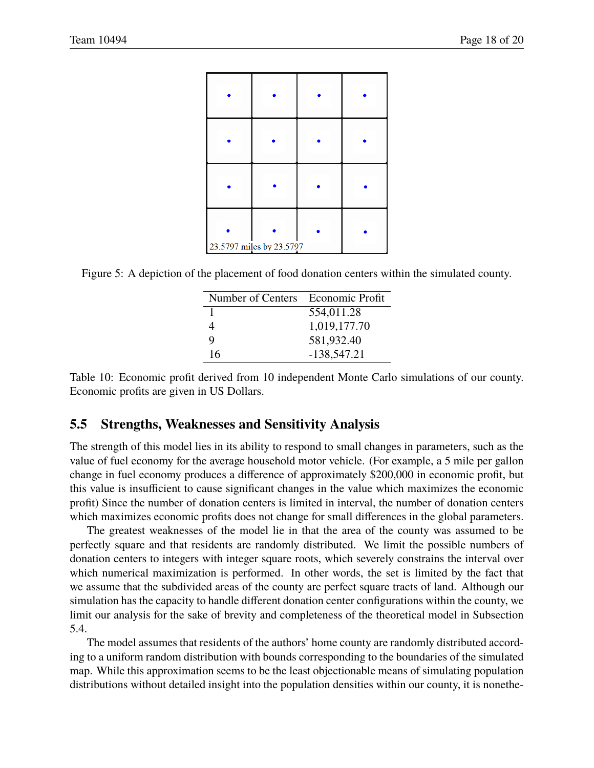Figure 5: A depiction of the placement of food donation centers within the simulated county.

| Number of Centers | Economic Profit |
|---|---|
| 1 | 554,011.28 |
| 4 | 1,019,177.70 |
| 9 | 581,932.40 |
| 16 | -138,547.21 |

Table 10: Economic profit derived from 10 independent Monte Carlo simulations of our county. Economic profits are given in US Dollars.

### 5.5 Strengths, Weaknesses and Sensitivity Analysis

The strength of this model lies in its ability to respond to small changes in parameters, such as the value of fuel economy for the average household motor vehicle. (For example, a 5 mile per gallon change in fuel economy produces a difference of approximately $200,000 in economic profit, but this value is insufficient to cause significant changes in the value which maximizes the economic profit) Since the number of donation centers is limited in interval, the number of donation centers which maximizes economic profits does not change for small differences in the global parameters.

The greatest weaknesses of the model lie in that the area of the county was assumed to be perfectly square and that residents are randomly distributed. We limit the possible numbers of donation centers to integers with integer square roots, which severely constrains the interval over which numerical maximization is performed. In other words, the set is limited by the fact that we assume that the subdivided areas of the county are perfect square tracts of land. Although our simulation has the capacity to handle different donation center configurations within the county, we limit our analysis for the sake of brevity and completeness of the theoretical model in Subsection 5.4.

The model assumes that residents of the authors' home county are randomly distributed according to a uniform random distribution with bounds corresponding to the boundaries of the simulated map. While this approximation seems to be the least objectionable means of simulating population distributions without detailed insight into the population densities within our county, it is nonethe-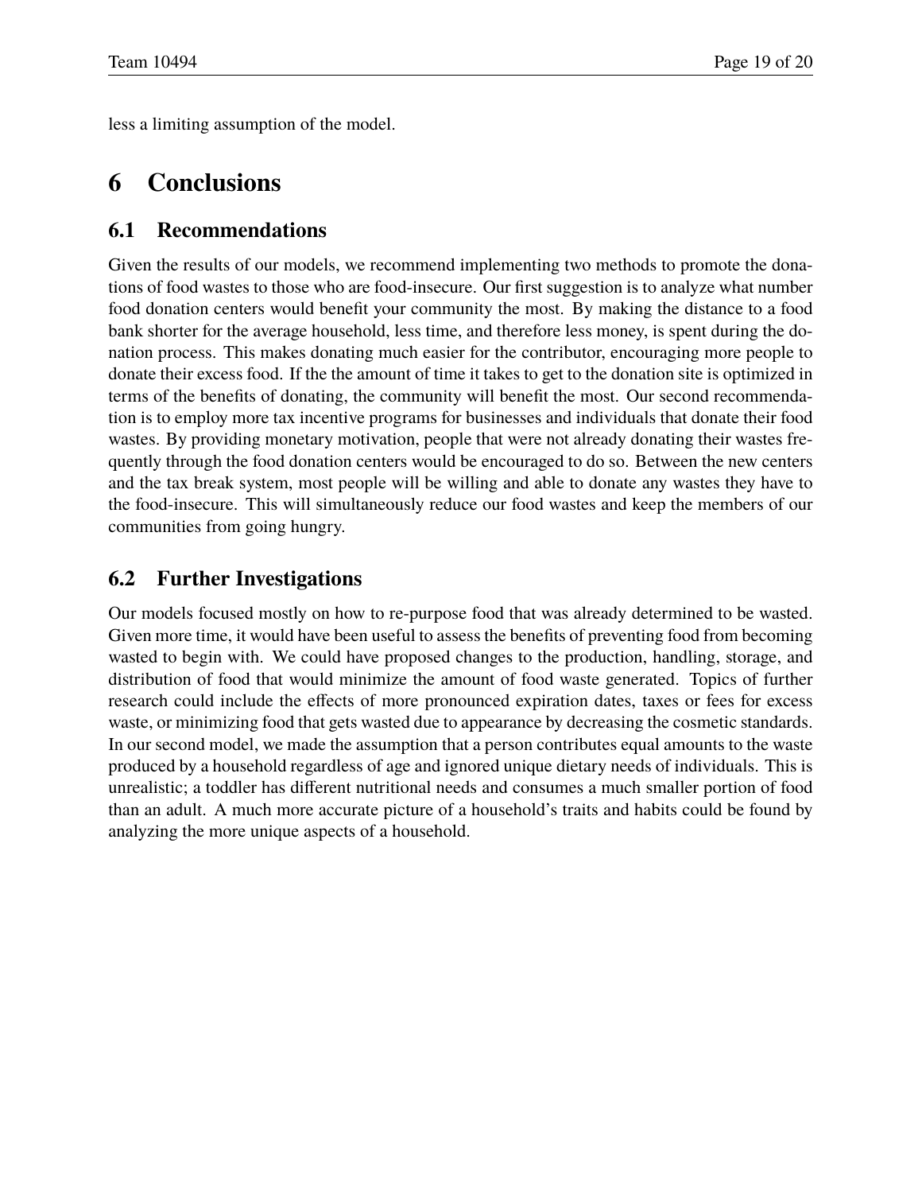less a limiting assumption of the model.

# 6 Conclusions

## 6.1 Recommendations

Given the results of our models, we recommend implementing two methods to promote the donations of food wastes to those who are food-insecure. Our first suggestion is to analyze what number food donation centers would benefit your community the most. By making the distance to a food bank shorter for the average household, less time, and therefore less money, is spent during the donation process. This makes donating much easier for the contributor, encouraging more people to donate their excess food. If the the amount of time it takes to get to the donation site is optimized in terms of the benefits of donating, the community will benefit the most. Our second recommendation is to employ more tax incentive programs for businesses and individuals that donate their food wastes. By providing monetary motivation, people that were not already donating their wastes frequently through the food donation centers would be encouraged to do so. Between the new centers and the tax break system, most people will be willing and able to donate any wastes they have to the food-insecure. This will simultaneously reduce our food wastes and keep the members of our communities from going hungry.

## 6.2 Further Investigations

Our models focused mostly on how to re-purpose food that was already determined to be wasted. Given more time, it would have been useful to assess the benefits of preventing food from becoming wasted to begin with. We could have proposed changes to the production, handling, storage, and distribution of food that would minimize the amount of food waste generated. Topics of further research could include the effects of more pronounced expiration dates, taxes or fees for excess waste, or minimizing food that gets wasted due to appearance by decreasing the cosmetic standards. In our second model, we made the assumption that a person contributes equal amounts to the waste produced by a household regardless of age and ignored unique dietary needs of individuals. This is unrealistic; a toddler has different nutritional needs and consumes a much smaller portion of food than an adult. A much more accurate picture of a household's traits and habits could be found by analyzing the more unique aspects of a household.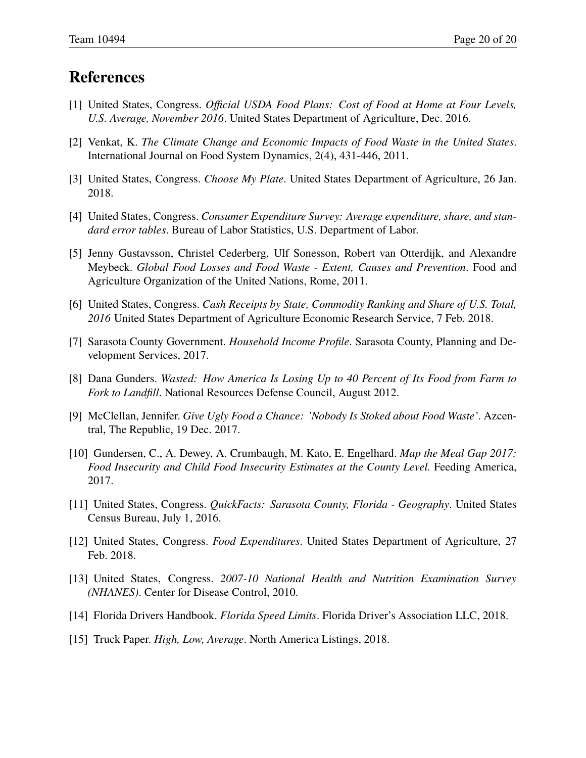# References

[1] United States, Congress. *Official USDA Food Plans: Cost of Food at Home at Four Levels, U.S. Average, November 2016*. United States Department of Agriculture, Dec. 2016.

[2] Venkat, K. *The Climate Change and Economic Impacts of Food Waste in the United States*. International Journal on Food System Dynamics, 2(4), 431-446, 2011.

[3] United States, Congress. *Choose My Plate*. United States Department of Agriculture, 26 Jan. 2018.

[4] United States, Congress. *Consumer Expenditure Survey: Average expenditure, share, and standard error tables*. Bureau of Labor Statistics, U.S. Department of Labor.

[5] Jenny Gustavsson, Christel Cederberg, Ulf Sonesson, Robert van Otterdijk, and Alexandre Meybeck. *Global Food Losses and Food Waste - Extent, Causes and Prevention*. Food and Agriculture Organization of the United Nations, Rome, 2011.

[6] United States, Congress. *Cash Receipts by State, Commodity Ranking and Share of U.S. Total, 2016* United States Department of Agriculture Economic Research Service, 7 Feb. 2018.

[7] Sarasota County Government. *Household Income Profile*. Sarasota County, Planning and Development Services, 2017.

[8] Dana Gunders. *Wasted: How America Is Losing Up to 40 Percent of Its Food from Farm to Fork to Landfill*. National Resources Defense Council, August 2012.

[9] McClellan, Jennifer. *Give Ugly Food a Chance: 'Nobody Is Stoked about Food Waste'*. Azcentral, The Republic, 19 Dec. 2017.

[10] Gundersen, C., A. Dewey, A. Crumbaugh, M. Kato, E. Engelhard. *Map the Meal Gap 2017: Food Insecurity and Child Food Insecurity Estimates at the County Level.* Feeding America, 2017.

[11] United States, Congress. *QuickFacts: Sarasota County, Florida - Geography*. United States Census Bureau, July 1, 2016.

[12] United States, Congress. *Food Expenditures*. United States Department of Agriculture, 27 Feb. 2018.

[13] United States, Congress. *2007-10 National Health and Nutrition Examination Survey (NHANES)*. Center for Disease Control, 2010.

[14] Florida Drivers Handbook. *Florida Speed Limits*. Florida Driver's Association LLC, 2018.

[15] Truck Paper. *High, Low, Average*. North America Listings, 2018.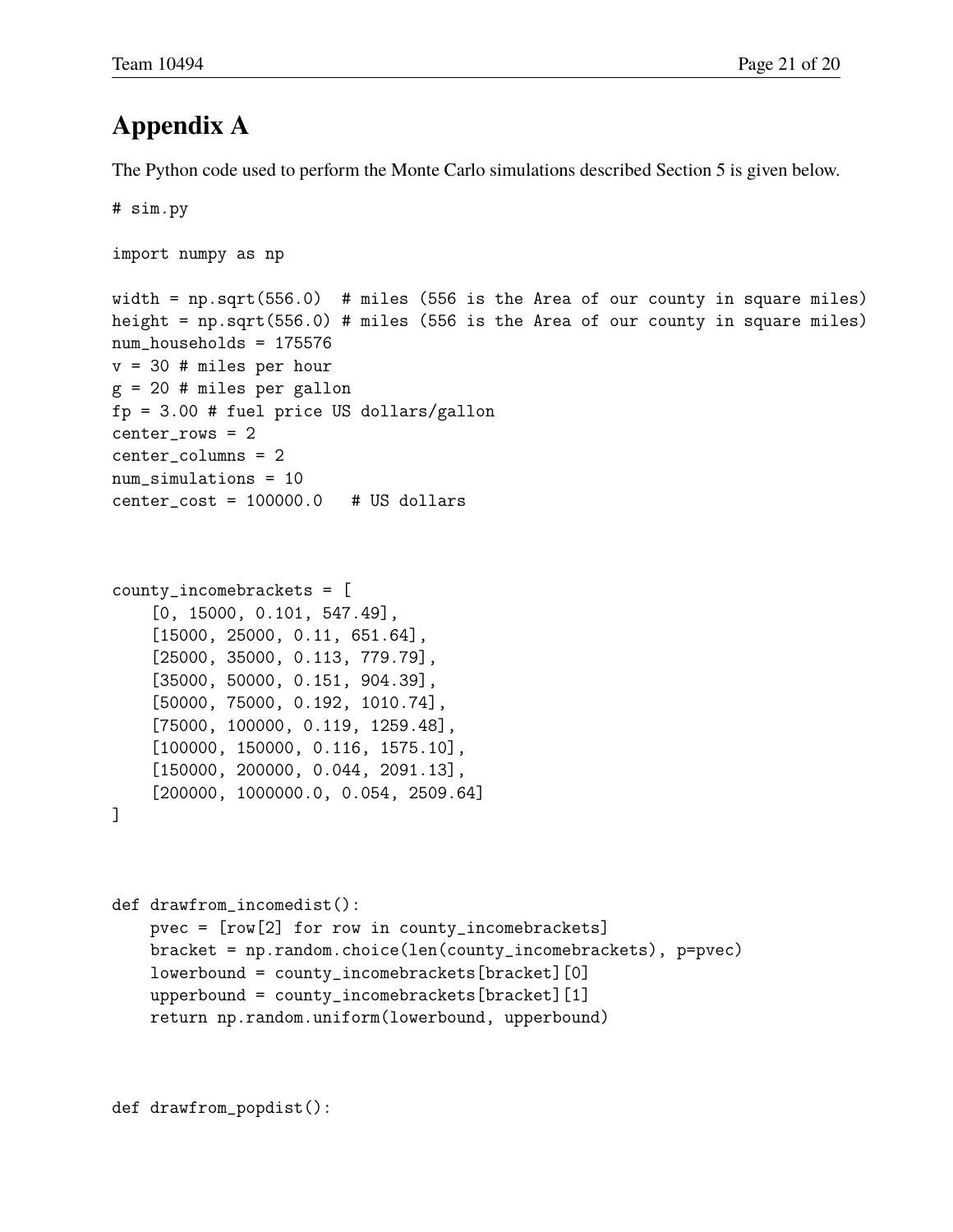# Appendix A

The Python code used to perform the Monte Carlo simulations described Section 5 is given below.

```
# sim.py

import numpy as np

width = np.sqrt(556.0)  # miles (556 is the Area of our county in square miles)
height = np.sqrt(556.0) # miles (556 is the Area of our county in square miles)
num_households = 175576
v = 30 # miles per hour
g = 20 # miles per gallon
fp = 3.00 # fuel price US dollars/gallon
center_rows = 2
center_columns = 2
num_simulations = 10
center_cost = 100000.0   # US dollars



county_incomebrackets = [
    [0, 15000, 0.101, 547.49],
    [15000, 25000, 0.11, 651.64],
    [25000, 35000, 0.113, 779.79],
    [35000, 50000, 0.151, 904.39],
    [50000, 75000, 0.192, 1010.74],
    [75000, 100000, 0.119, 1259.48],
    [100000, 150000, 0.116, 1575.10],
    [150000, 200000, 0.044, 2091.13],
    [200000, 1000000.0, 0.054, 2509.64]
]



def drawfrom_incomedist():
    pvec = [row[2] for row in county_incomebrackets]
    bracket = np.random.choice(len(county_incomebrackets), p=pvec)
    lowerbound = county_incomebrackets[bracket][0]
    upperbound = county_incomebrackets[bracket][1]
    return np.random.uniform(lowerbound, upperbound)



def drawfrom_popdist():
```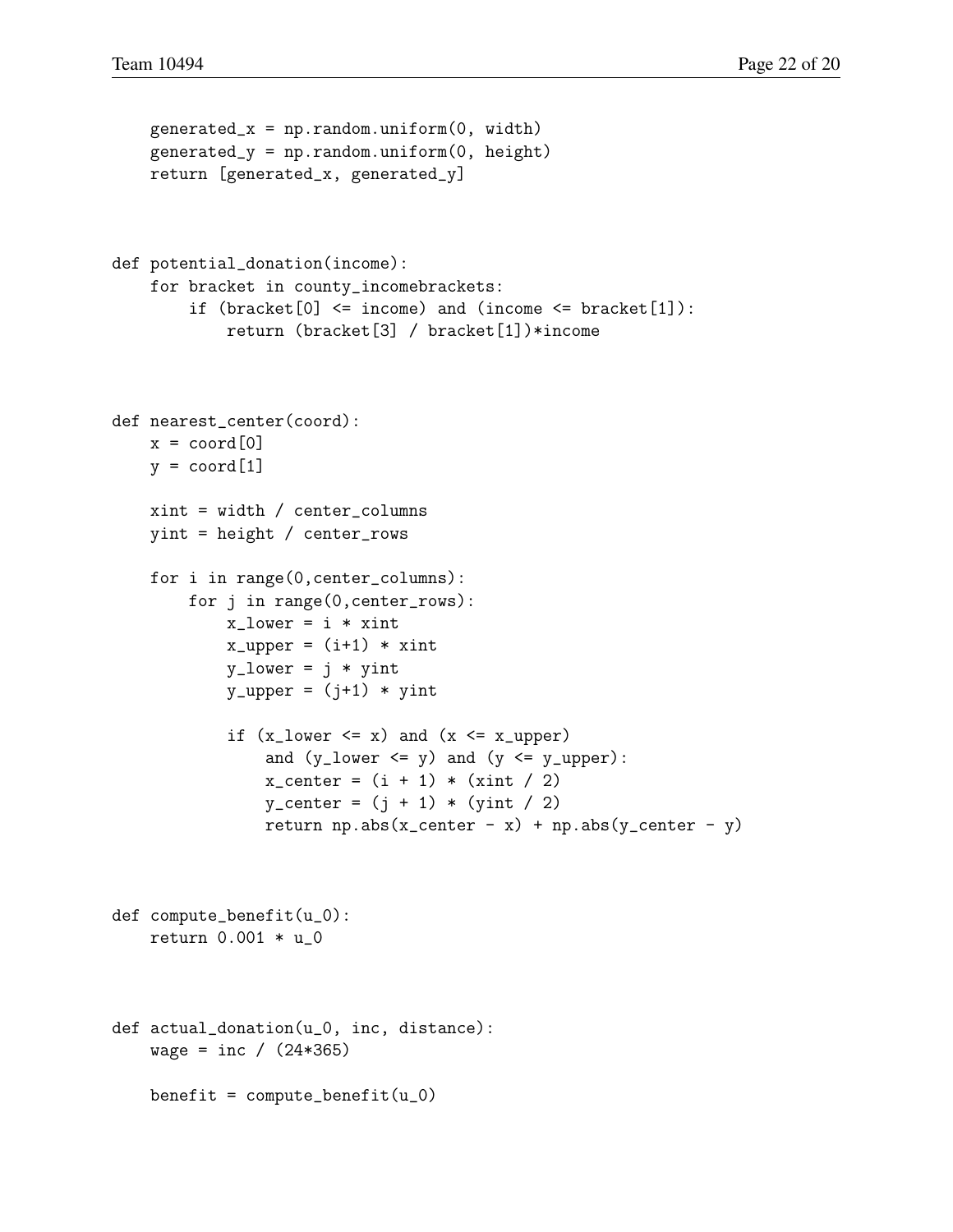```
    generated_x = np.random.uniform(0, width)
    generated_y = np.random.uniform(0, height)
    return [generated_x, generated_y]



def potential_donation(income):
    for bracket in county_incomebrackets:
        if (bracket[0] <= income) and (income <= bracket[1]):
            return (bracket[3] / bracket[1])*income



def nearest_center(coord):
    x = coord[0]
    y = coord[1]

    xint = width / center_columns
    yint = height / center_rows

    for i in range(0,center_columns):
        for j in range(0,center_rows):
            x_lower = i * xint
            x_upper = (i+1) * xint
            y_lower = j * yint
            y_upper = (j+1) * yint

            if (x_lower <= x) and (x <= x_upper)
                and (y_lower <= y) and (y <= y_upper):
                x_center = (i + 1) * (xint / 2)
                y_center = (j + 1) * (yint / 2)
                return np.abs(x_center - x) + np.abs(y_center - y)



def compute_benefit(u_0):
    return 0.001 * u_0



def actual_donation(u_0, inc, distance):
    wage = inc / (24*365)

    benefit = compute_benefit(u_0)
```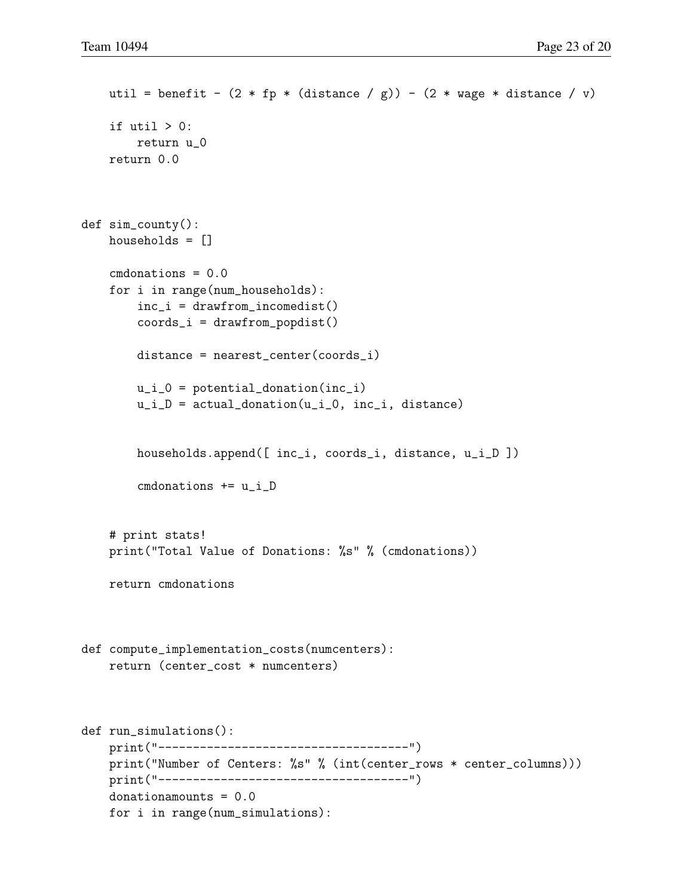```
    util = benefit - (2 * fp * (distance / g)) - (2 * wage * distance / v)

    if util > 0:
        return u_0
    return 0.0



def sim_county():
    households = []

    cmdonations = 0.0
    for i in range(num_households):
        inc_i = drawfrom_incomedist()
        coords_i = drawfrom_popdist()

        distance = nearest_center(coords_i)

        u_i_0 = potential_donation(inc_i)
        u_i_D = actual_donation(u_i_0, inc_i, distance)


        households.append([ inc_i, coords_i, distance, u_i_D ])

        cmdonations += u_i_D


    # print stats!
    print("Total Value of Donations: %s" % (cmdonations))

    return cmdonations



def compute_implementation_costs(numcenters):
    return (center_cost * numcenters)



def run_simulations():
    print("------------------------------------")
    print("Number of Centers: %s" % (int(center_rows * center_columns)))
    print("------------------------------------")
    donationamounts = 0.0
    for i in range(num_simulations):
```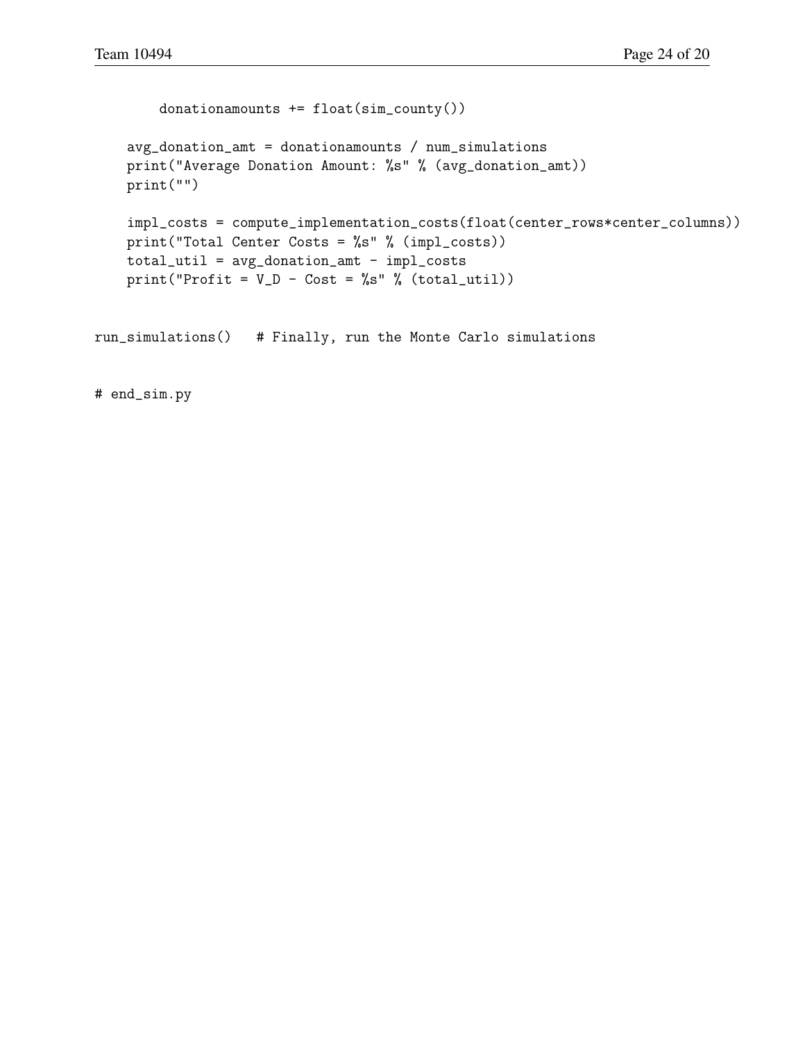```
        donationamounts += float(sim_county())

    avg_donation_amt = donationamounts / num_simulations
    print("Average Donation Amount: %s" % (avg_donation_amt))
    print("")

    impl_costs = compute_implementation_costs(float(center_rows*center_columns))
    print("Total Center Costs = %s" % (impl_costs))
    total_util = avg_donation_amt - impl_costs
    print("Profit = V_D - Cost = %s" % (total_util))


run_simulations()   # Finally, run the Monte Carlo simulations


# end_sim.py
```